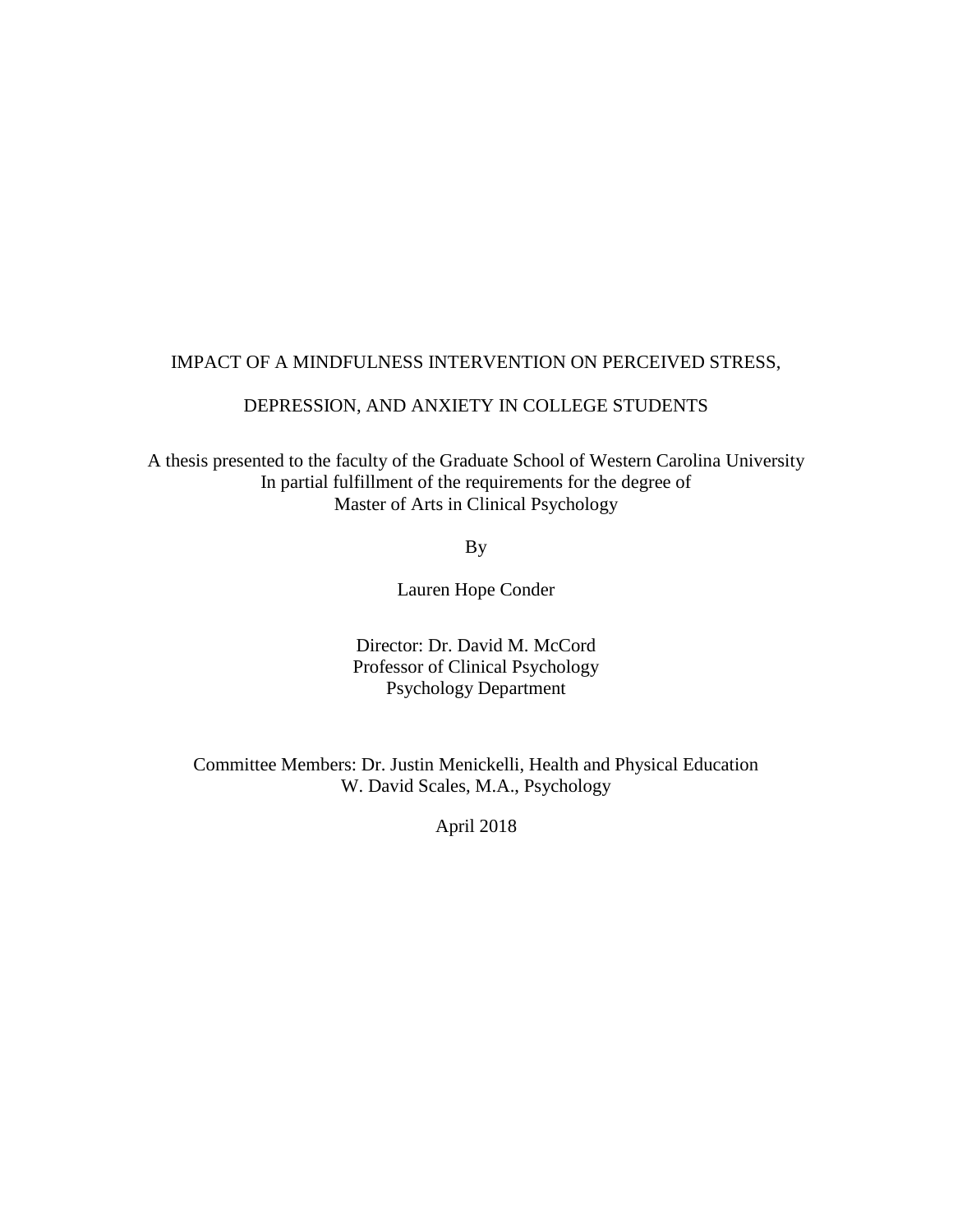# IMPACT OF A MINDFULNESS INTERVENTION ON PERCEIVED STRESS, DEPRESSION, AND ANXIETY IN COLLEGE STUDENTS

A thesis presented to the faculty of the Graduate School of Western Carolina University
In partial fulfillment of the requirements for the degree of
Master of Arts in Clinical Psychology

By

Lauren Hope Conder

Director: Dr. David M. McCord
Professor of Clinical Psychology
Psychology Department

Committee Members: Dr. Justin Menickelli, Health and Physical Education
W. David Scales, M.A., Psychology

April 2018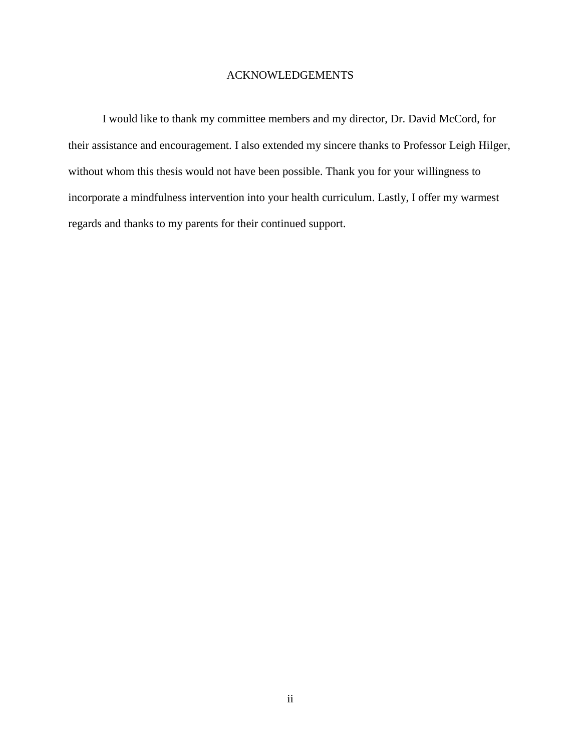# ACKNOWLEDGEMENTS

I would like to thank my committee members and my director, Dr. David McCord, for their assistance and encouragement. I also extended my sincere thanks to Professor Leigh Hilger, without whom this thesis would not have been possible. Thank you for your willingness to incorporate a mindfulness intervention into your health curriculum. Lastly, I offer my warmest regards and thanks to my parents for their continued support.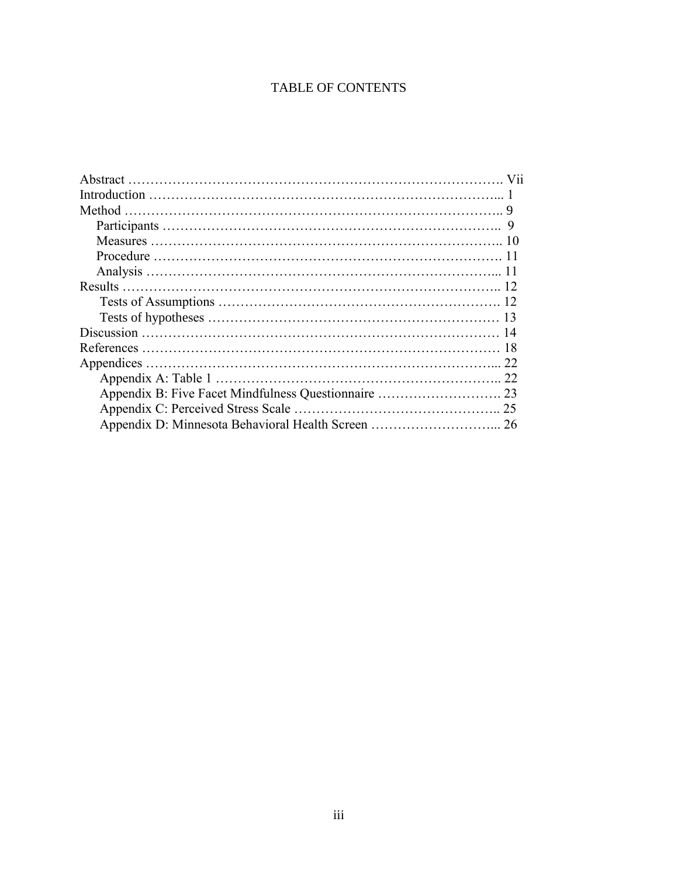# TABLE OF CONTENTS

Abstract ………………………………………………………………………. Vii
Introduction ………………………………………………………………... 1
Method ……………………………………………………………………….. 9
  Participants ……………………………………………………………….. 9
  Measures ………………………………………………………………….. 10
  Procedure …………………………………………………………………. 11
  Analysis …………………………………………………………………... 11
Results ……………………………………………………………………….. 12
  Tests of Assumptions …………………………………………………. 12
  Tests of hypotheses …………………………………………………… 13
Discussion …………………………………………………………………… 14
References ……………………………………………………………………. 18
Appendices …………………………………………………………………... 22
  Appendix A: Table 1 ……………………………………………………….. 22
  Appendix B: Five Facet Mindfulness Questionnaire ………………………. 23
  Appendix C: Perceived Stress Scale ……………………………………….. 25
  Appendix D: Minnesota Behavioral Health Screen ………………………... 26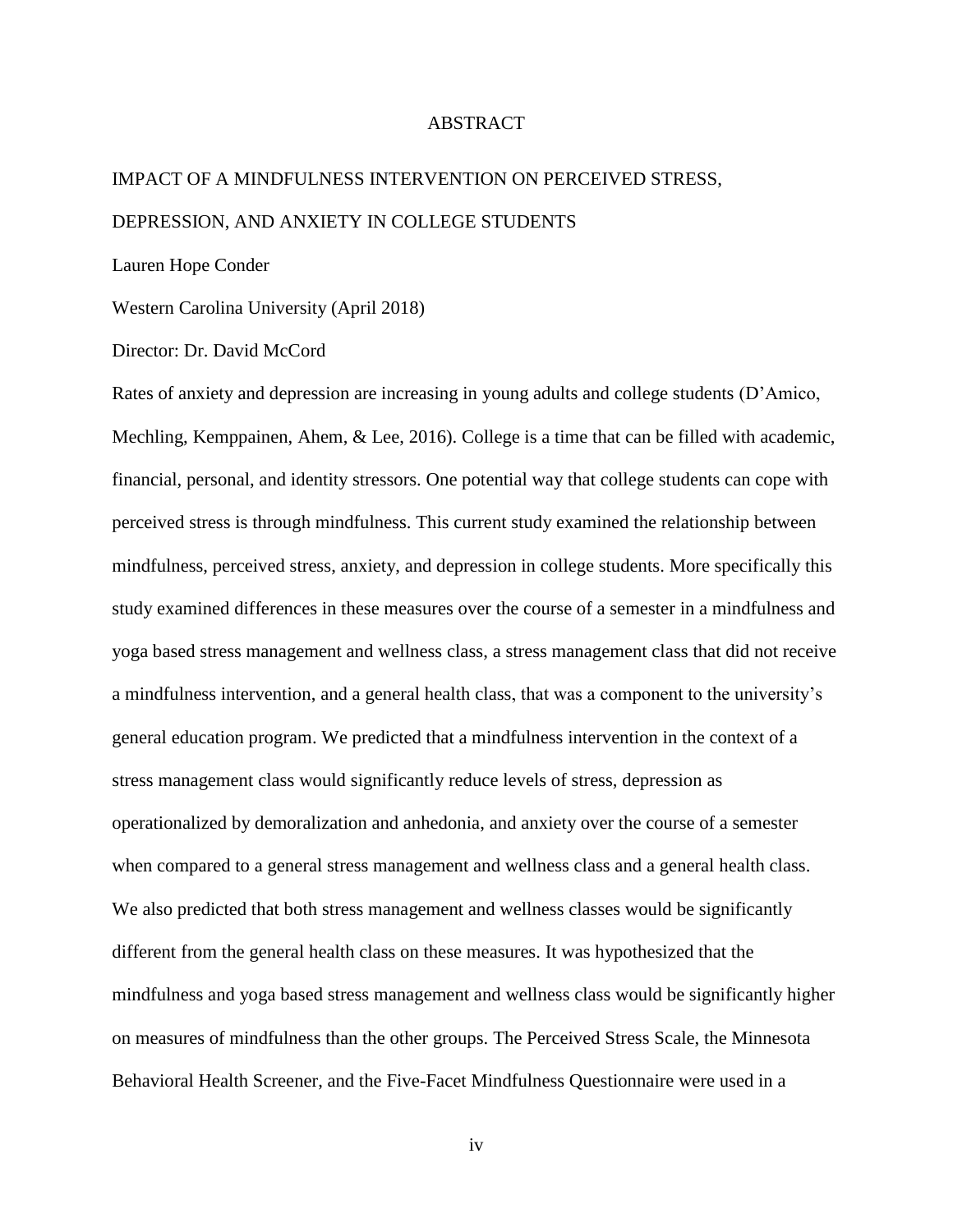# ABSTRACT

IMPACT OF A MINDFULNESS INTERVENTION ON PERCEIVED STRESS, DEPRESSION, AND ANXIETY IN COLLEGE STUDENTS

Lauren Hope Conder

Western Carolina University (April 2018)

Director: Dr. David McCord

Rates of anxiety and depression are increasing in young adults and college students (D'Amico, Mechling, Kemppainen, Ahem, & Lee, 2016). College is a time that can be filled with academic, financial, personal, and identity stressors. One potential way that college students can cope with perceived stress is through mindfulness. This current study examined the relationship between mindfulness, perceived stress, anxiety, and depression in college students. More specifically this study examined differences in these measures over the course of a semester in a mindfulness and yoga based stress management and wellness class, a stress management class that did not receive a mindfulness intervention, and a general health class, that was a component to the university's general education program. We predicted that a mindfulness intervention in the context of a stress management class would significantly reduce levels of stress, depression as operationalized by demoralization and anhedonia, and anxiety over the course of a semester when compared to a general stress management and wellness class and a general health class. We also predicted that both stress management and wellness classes would be significantly different from the general health class on these measures. It was hypothesized that the mindfulness and yoga based stress management and wellness class would be significantly higher on measures of mindfulness than the other groups. The Perceived Stress Scale, the Minnesota Behavioral Health Screener, and the Five-Facet Mindfulness Questionnaire were used in a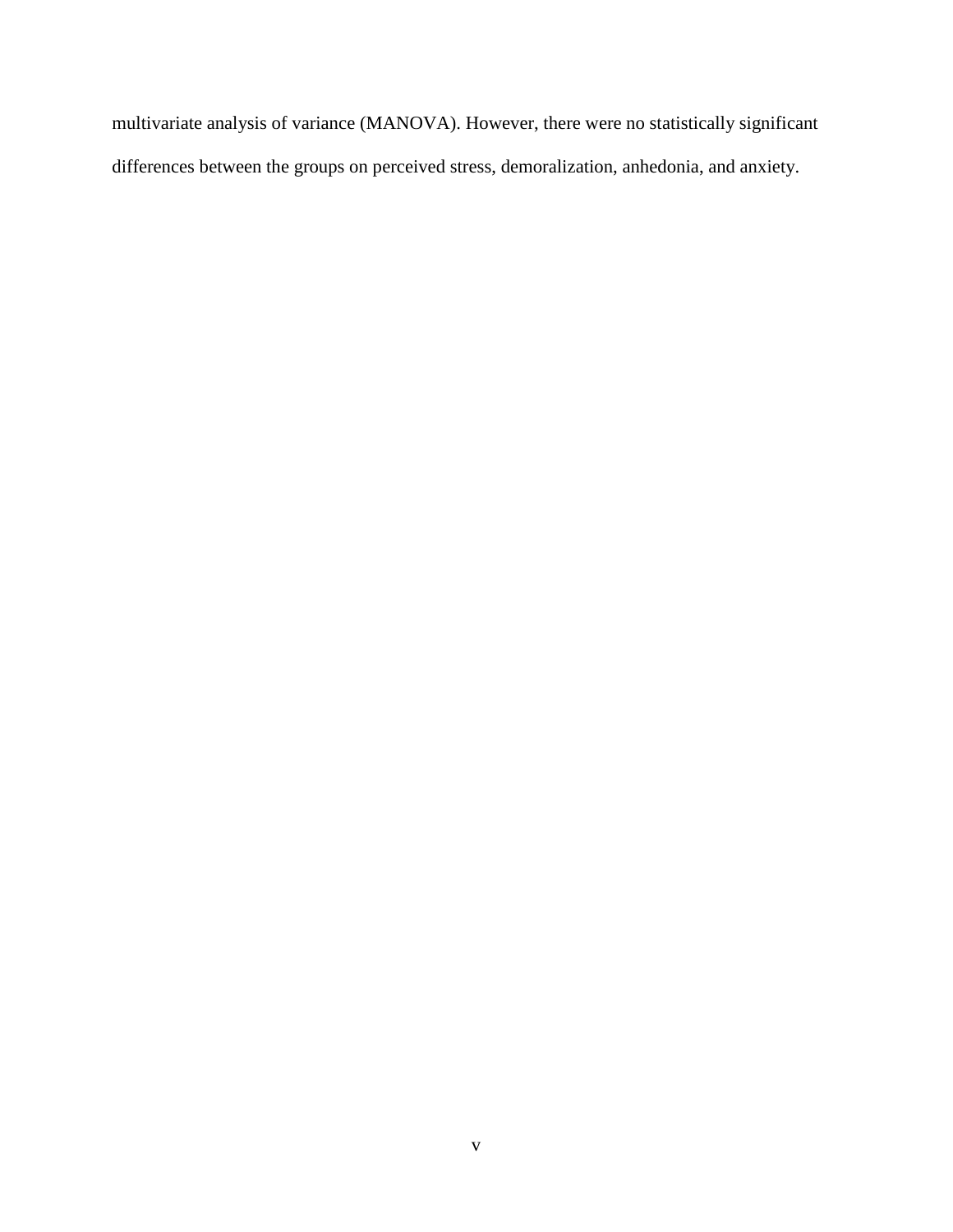multivariate analysis of variance (MANOVA). However, there were no statistically significant differences between the groups on perceived stress, demoralization, anhedonia, and anxiety.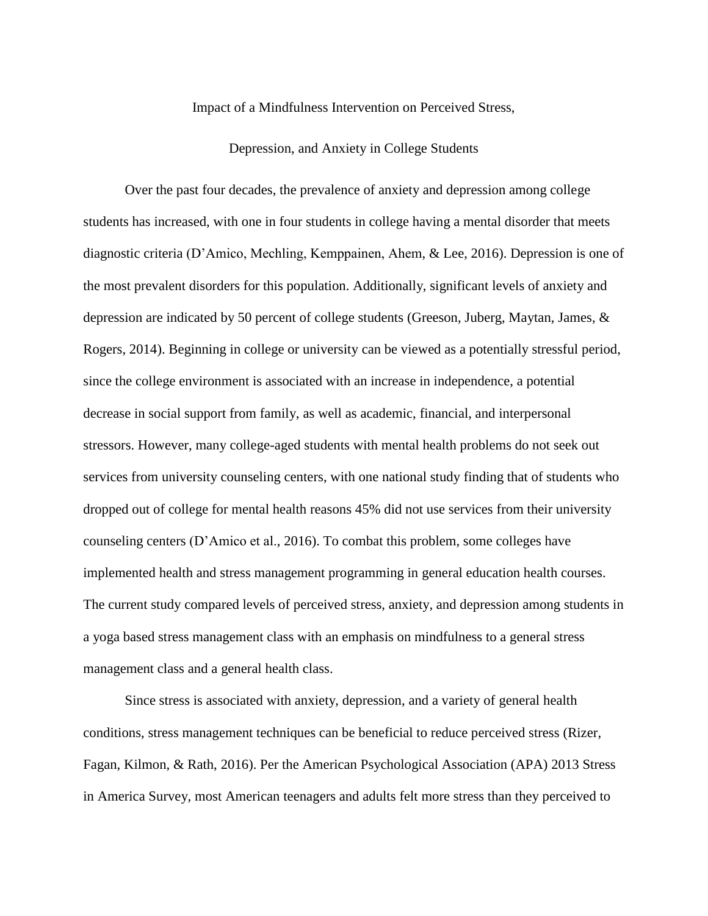Impact of a Mindfulness Intervention on Perceived Stress,

Depression, and Anxiety in College Students

Over the past four decades, the prevalence of anxiety and depression among college students has increased, with one in four students in college having a mental disorder that meets diagnostic criteria (D'Amico, Mechling, Kemppainen, Ahem, & Lee, 2016). Depression is one of the most prevalent disorders for this population. Additionally, significant levels of anxiety and depression are indicated by 50 percent of college students (Greeson, Juberg, Maytan, James, & Rogers, 2014). Beginning in college or university can be viewed as a potentially stressful period, since the college environment is associated with an increase in independence, a potential decrease in social support from family, as well as academic, financial, and interpersonal stressors. However, many college-aged students with mental health problems do not seek out services from university counseling centers, with one national study finding that of students who dropped out of college for mental health reasons 45% did not use services from their university counseling centers (D'Amico et al., 2016). To combat this problem, some colleges have implemented health and stress management programming in general education health courses. The current study compared levels of perceived stress, anxiety, and depression among students in a yoga based stress management class with an emphasis on mindfulness to a general stress management class and a general health class.

Since stress is associated with anxiety, depression, and a variety of general health conditions, stress management techniques can be beneficial to reduce perceived stress (Rizer, Fagan, Kilmon, & Rath, 2016). Per the American Psychological Association (APA) 2013 Stress in America Survey, most American teenagers and adults felt more stress than they perceived to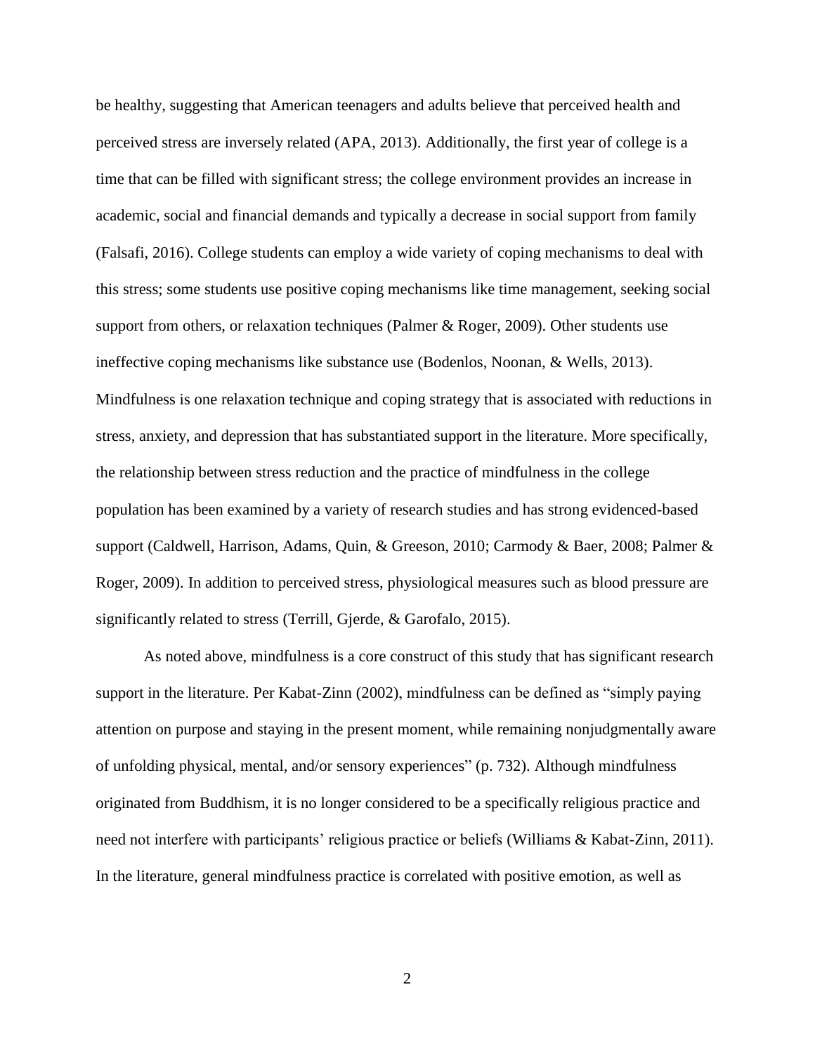be healthy, suggesting that American teenagers and adults believe that perceived health and perceived stress are inversely related (APA, 2013). Additionally, the first year of college is a time that can be filled with significant stress; the college environment provides an increase in academic, social and financial demands and typically a decrease in social support from family (Falsafi, 2016). College students can employ a wide variety of coping mechanisms to deal with this stress; some students use positive coping mechanisms like time management, seeking social support from others, or relaxation techniques (Palmer & Roger, 2009). Other students use ineffective coping mechanisms like substance use (Bodenlos, Noonan, & Wells, 2013). Mindfulness is one relaxation technique and coping strategy that is associated with reductions in stress, anxiety, and depression that has substantiated support in the literature. More specifically, the relationship between stress reduction and the practice of mindfulness in the college population has been examined by a variety of research studies and has strong evidenced-based support (Caldwell, Harrison, Adams, Quin, & Greeson, 2010; Carmody & Baer, 2008; Palmer & Roger, 2009). In addition to perceived stress, physiological measures such as blood pressure are significantly related to stress (Terrill, Gjerde, & Garofalo, 2015).

As noted above, mindfulness is a core construct of this study that has significant research support in the literature. Per Kabat-Zinn (2002), mindfulness can be defined as "simply paying attention on purpose and staying in the present moment, while remaining nonjudgmentally aware of unfolding physical, mental, and/or sensory experiences" (p. 732). Although mindfulness originated from Buddhism, it is no longer considered to be a specifically religious practice and need not interfere with participants' religious practice or beliefs (Williams & Kabat-Zinn, 2011). In the literature, general mindfulness practice is correlated with positive emotion, as well as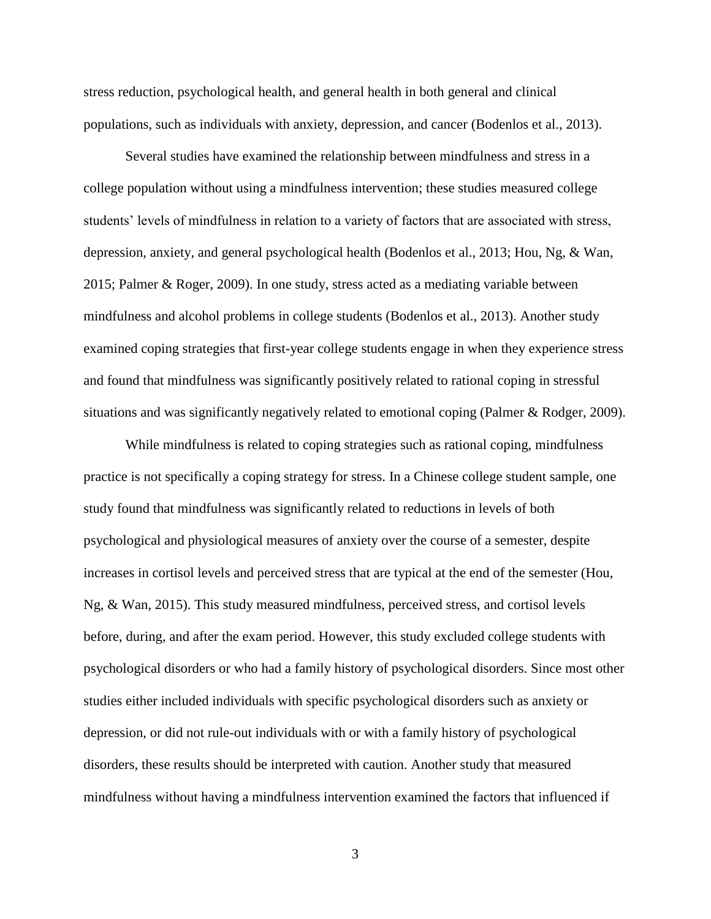stress reduction, psychological health, and general health in both general and clinical populations, such as individuals with anxiety, depression, and cancer (Bodenlos et al., 2013).

Several studies have examined the relationship between mindfulness and stress in a college population without using a mindfulness intervention; these studies measured college students' levels of mindfulness in relation to a variety of factors that are associated with stress, depression, anxiety, and general psychological health (Bodenlos et al., 2013; Hou, Ng, & Wan, 2015; Palmer & Roger, 2009). In one study, stress acted as a mediating variable between mindfulness and alcohol problems in college students (Bodenlos et al., 2013). Another study examined coping strategies that first-year college students engage in when they experience stress and found that mindfulness was significantly positively related to rational coping in stressful situations and was significantly negatively related to emotional coping (Palmer & Rodger, 2009).

While mindfulness is related to coping strategies such as rational coping, mindfulness practice is not specifically a coping strategy for stress. In a Chinese college student sample, one study found that mindfulness was significantly related to reductions in levels of both psychological and physiological measures of anxiety over the course of a semester, despite increases in cortisol levels and perceived stress that are typical at the end of the semester (Hou, Ng, & Wan, 2015). This study measured mindfulness, perceived stress, and cortisol levels before, during, and after the exam period. However, this study excluded college students with psychological disorders or who had a family history of psychological disorders. Since most other studies either included individuals with specific psychological disorders such as anxiety or depression, or did not rule-out individuals with or with a family history of psychological disorders, these results should be interpreted with caution. Another study that measured mindfulness without having a mindfulness intervention examined the factors that influenced if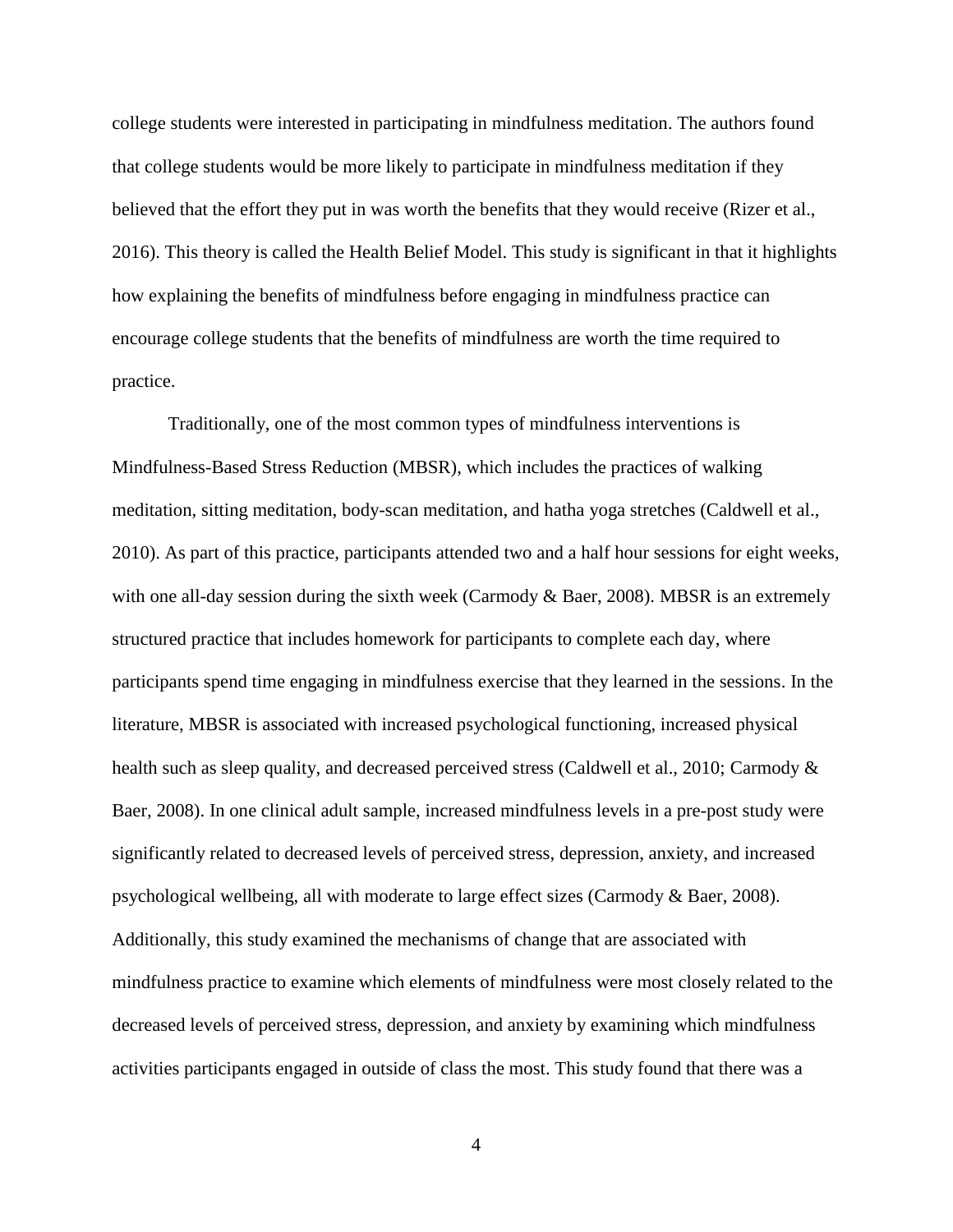college students were interested in participating in mindfulness meditation. The authors found that college students would be more likely to participate in mindfulness meditation if they believed that the effort they put in was worth the benefits that they would receive (Rizer et al., 2016). This theory is called the Health Belief Model. This study is significant in that it highlights how explaining the benefits of mindfulness before engaging in mindfulness practice can encourage college students that the benefits of mindfulness are worth the time required to practice.

Traditionally, one of the most common types of mindfulness interventions is Mindfulness-Based Stress Reduction (MBSR), which includes the practices of walking meditation, sitting meditation, body-scan meditation, and hatha yoga stretches (Caldwell et al., 2010). As part of this practice, participants attended two and a half hour sessions for eight weeks, with one all-day session during the sixth week (Carmody & Baer, 2008). MBSR is an extremely structured practice that includes homework for participants to complete each day, where participants spend time engaging in mindfulness exercise that they learned in the sessions. In the literature, MBSR is associated with increased psychological functioning, increased physical health such as sleep quality, and decreased perceived stress (Caldwell et al., 2010; Carmody & Baer, 2008). In one clinical adult sample, increased mindfulness levels in a pre-post study were significantly related to decreased levels of perceived stress, depression, anxiety, and increased psychological wellbeing, all with moderate to large effect sizes (Carmody & Baer, 2008). Additionally, this study examined the mechanisms of change that are associated with mindfulness practice to examine which elements of mindfulness were most closely related to the decreased levels of perceived stress, depression, and anxiety by examining which mindfulness activities participants engaged in outside of class the most. This study found that there was a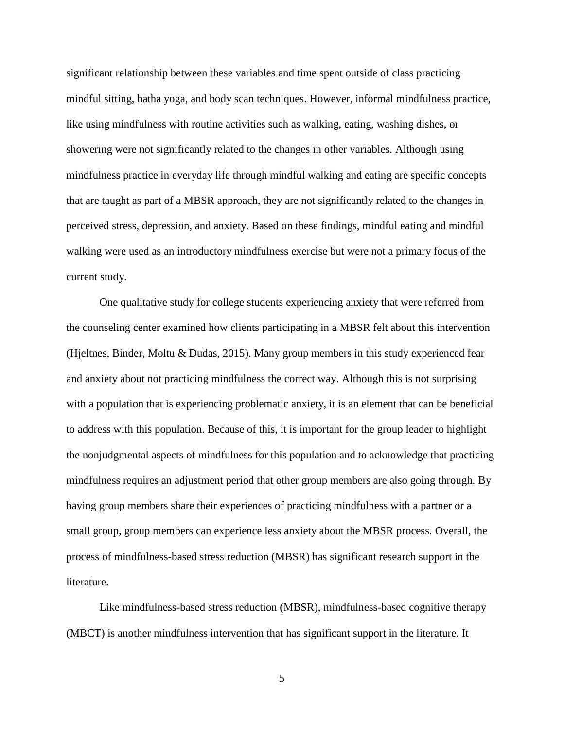significant relationship between these variables and time spent outside of class practicing mindful sitting, hatha yoga, and body scan techniques. However, informal mindfulness practice, like using mindfulness with routine activities such as walking, eating, washing dishes, or showering were not significantly related to the changes in other variables. Although using mindfulness practice in everyday life through mindful walking and eating are specific concepts that are taught as part of a MBSR approach, they are not significantly related to the changes in perceived stress, depression, and anxiety. Based on these findings, mindful eating and mindful walking were used as an introductory mindfulness exercise but were not a primary focus of the current study.

One qualitative study for college students experiencing anxiety that were referred from the counseling center examined how clients participating in a MBSR felt about this intervention (Hjeltnes, Binder, Moltu & Dudas, 2015). Many group members in this study experienced fear and anxiety about not practicing mindfulness the correct way. Although this is not surprising with a population that is experiencing problematic anxiety, it is an element that can be beneficial to address with this population. Because of this, it is important for the group leader to highlight the nonjudgmental aspects of mindfulness for this population and to acknowledge that practicing mindfulness requires an adjustment period that other group members are also going through. By having group members share their experiences of practicing mindfulness with a partner or a small group, group members can experience less anxiety about the MBSR process. Overall, the process of mindfulness-based stress reduction (MBSR) has significant research support in the literature.

Like mindfulness-based stress reduction (MBSR), mindfulness-based cognitive therapy (MBCT) is another mindfulness intervention that has significant support in the literature. It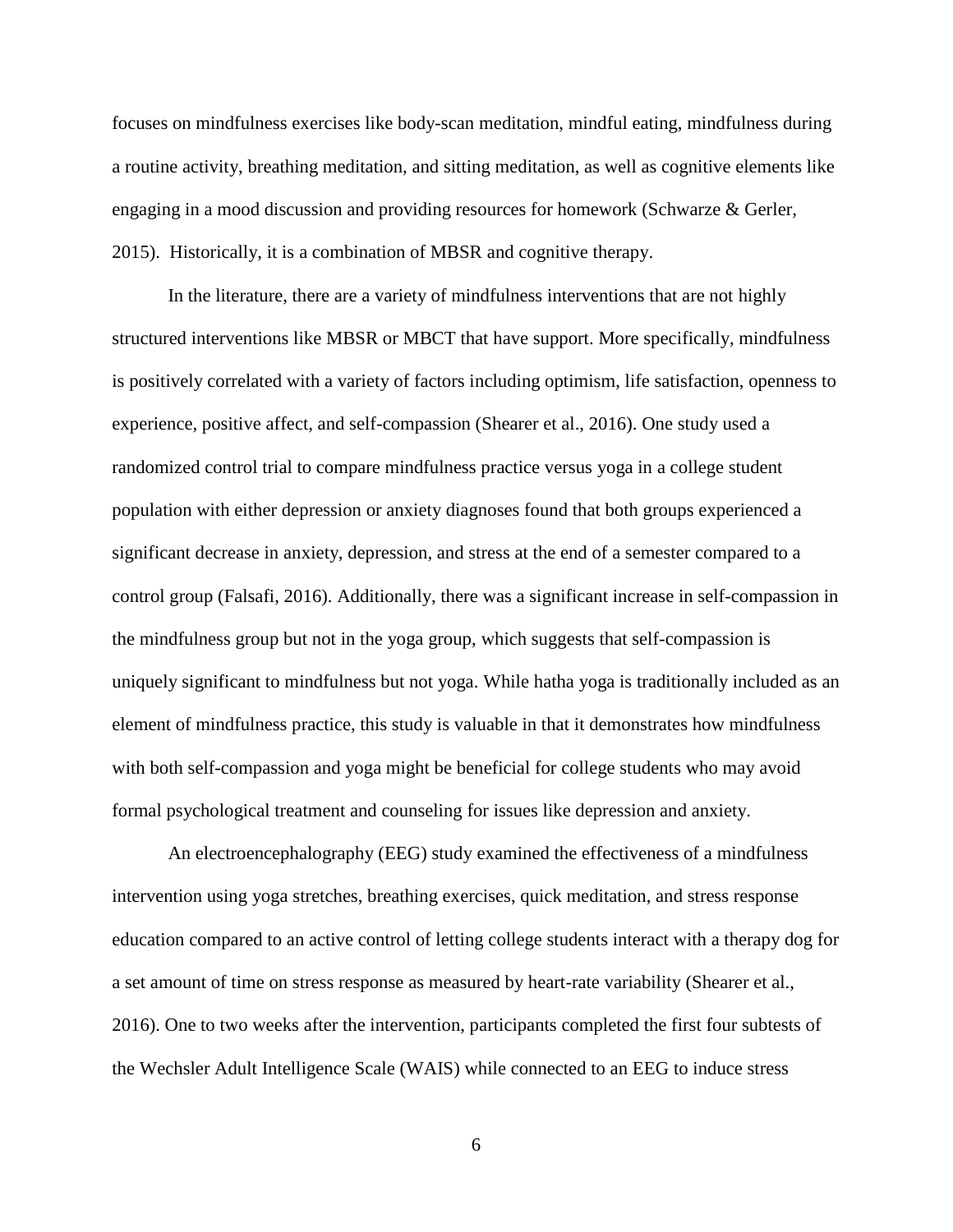focuses on mindfulness exercises like body-scan meditation, mindful eating, mindfulness during a routine activity, breathing meditation, and sitting meditation, as well as cognitive elements like engaging in a mood discussion and providing resources for homework (Schwarze & Gerler, 2015). Historically, it is a combination of MBSR and cognitive therapy.

In the literature, there are a variety of mindfulness interventions that are not highly structured interventions like MBSR or MBCT that have support. More specifically, mindfulness is positively correlated with a variety of factors including optimism, life satisfaction, openness to experience, positive affect, and self-compassion (Shearer et al., 2016). One study used a randomized control trial to compare mindfulness practice versus yoga in a college student population with either depression or anxiety diagnoses found that both groups experienced a significant decrease in anxiety, depression, and stress at the end of a semester compared to a control group (Falsafi, 2016). Additionally, there was a significant increase in self-compassion in the mindfulness group but not in the yoga group, which suggests that self-compassion is uniquely significant to mindfulness but not yoga. While hatha yoga is traditionally included as an element of mindfulness practice, this study is valuable in that it demonstrates how mindfulness with both self-compassion and yoga might be beneficial for college students who may avoid formal psychological treatment and counseling for issues like depression and anxiety.

An electroencephalography (EEG) study examined the effectiveness of a mindfulness intervention using yoga stretches, breathing exercises, quick meditation, and stress response education compared to an active control of letting college students interact with a therapy dog for a set amount of time on stress response as measured by heart-rate variability (Shearer et al., 2016). One to two weeks after the intervention, participants completed the first four subtests of the Wechsler Adult Intelligence Scale (WAIS) while connected to an EEG to induce stress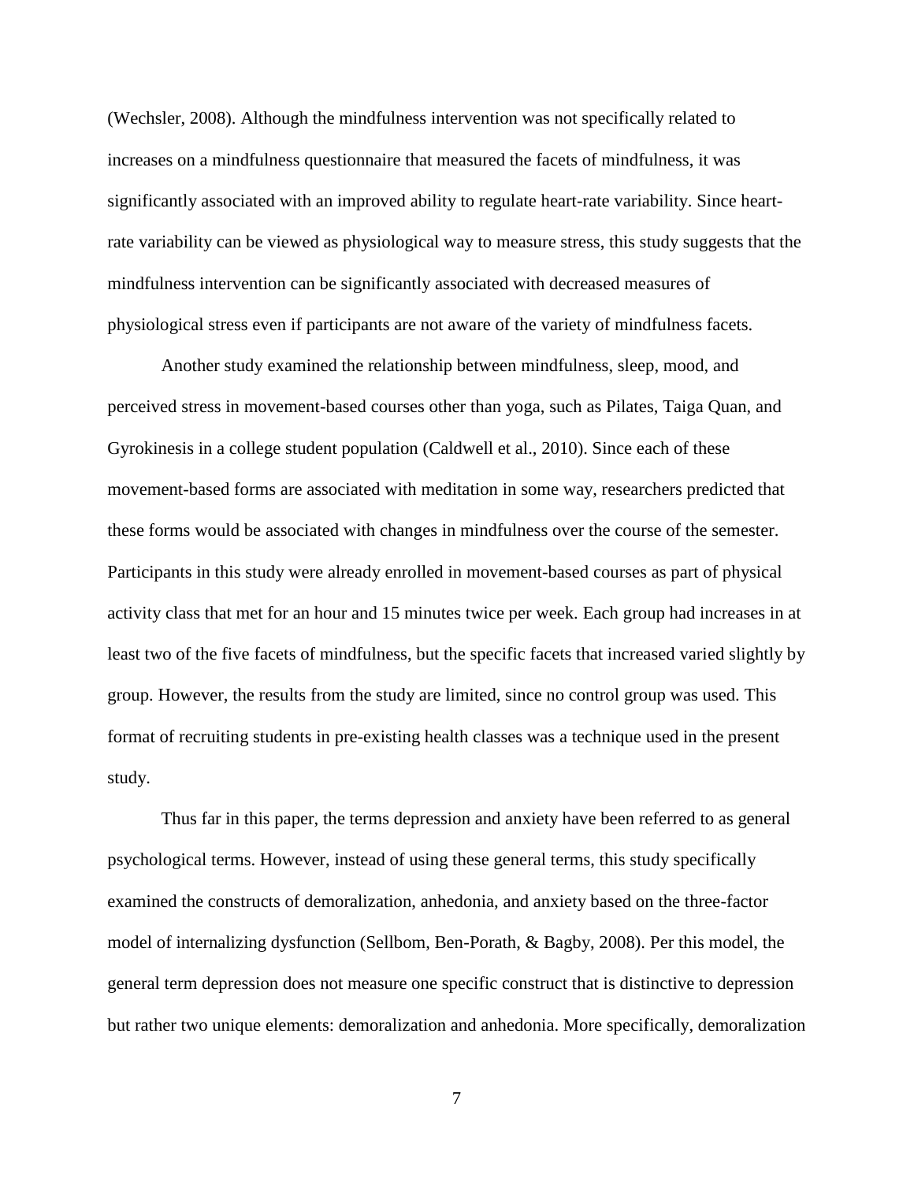(Wechsler, 2008). Although the mindfulness intervention was not specifically related to increases on a mindfulness questionnaire that measured the facets of mindfulness, it was significantly associated with an improved ability to regulate heart-rate variability. Since heart-rate variability can be viewed as physiological way to measure stress, this study suggests that the mindfulness intervention can be significantly associated with decreased measures of physiological stress even if participants are not aware of the variety of mindfulness facets.

Another study examined the relationship between mindfulness, sleep, mood, and perceived stress in movement-based courses other than yoga, such as Pilates, Taiga Quan, and Gyrokinesis in a college student population (Caldwell et al., 2010). Since each of these movement-based forms are associated with meditation in some way, researchers predicted that these forms would be associated with changes in mindfulness over the course of the semester. Participants in this study were already enrolled in movement-based courses as part of physical activity class that met for an hour and 15 minutes twice per week. Each group had increases in at least two of the five facets of mindfulness, but the specific facets that increased varied slightly by group. However, the results from the study are limited, since no control group was used. This format of recruiting students in pre-existing health classes was a technique used in the present study.

Thus far in this paper, the terms depression and anxiety have been referred to as general psychological terms. However, instead of using these general terms, this study specifically examined the constructs of demoralization, anhedonia, and anxiety based on the three-factor model of internalizing dysfunction (Sellbom, Ben-Porath, & Bagby, 2008). Per this model, the general term depression does not measure one specific construct that is distinctive to depression but rather two unique elements: demoralization and anhedonia. More specifically, demoralization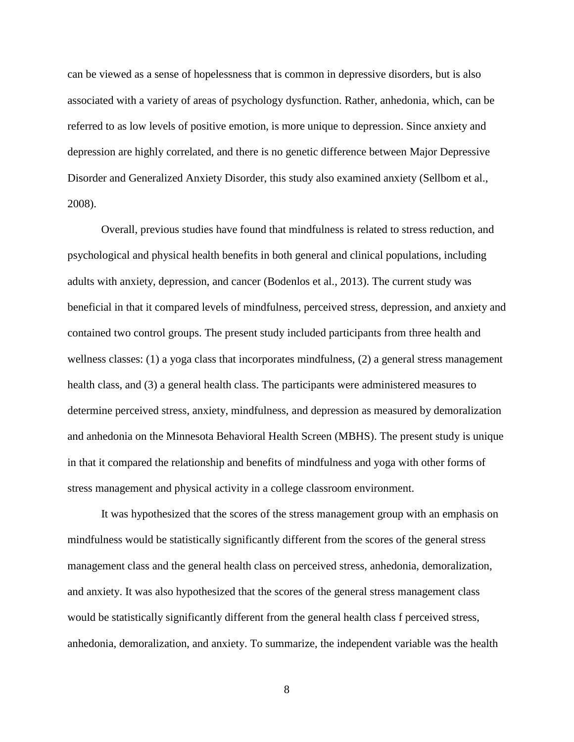can be viewed as a sense of hopelessness that is common in depressive disorders, but is also associated with a variety of areas of psychology dysfunction. Rather, anhedonia, which, can be referred to as low levels of positive emotion, is more unique to depression. Since anxiety and depression are highly correlated, and there is no genetic difference between Major Depressive Disorder and Generalized Anxiety Disorder, this study also examined anxiety (Sellbom et al., 2008).

Overall, previous studies have found that mindfulness is related to stress reduction, and psychological and physical health benefits in both general and clinical populations, including adults with anxiety, depression, and cancer (Bodenlos et al., 2013). The current study was beneficial in that it compared levels of mindfulness, perceived stress, depression, and anxiety and contained two control groups. The present study included participants from three health and wellness classes: (1) a yoga class that incorporates mindfulness, (2) a general stress management health class, and (3) a general health class. The participants were administered measures to determine perceived stress, anxiety, mindfulness, and depression as measured by demoralization and anhedonia on the Minnesota Behavioral Health Screen (MBHS). The present study is unique in that it compared the relationship and benefits of mindfulness and yoga with other forms of stress management and physical activity in a college classroom environment.

It was hypothesized that the scores of the stress management group with an emphasis on mindfulness would be statistically significantly different from the scores of the general stress management class and the general health class on perceived stress, anhedonia, demoralization, and anxiety. It was also hypothesized that the scores of the general stress management class would be statistically significantly different from the general health class f perceived stress, anhedonia, demoralization, and anxiety. To summarize, the independent variable was the health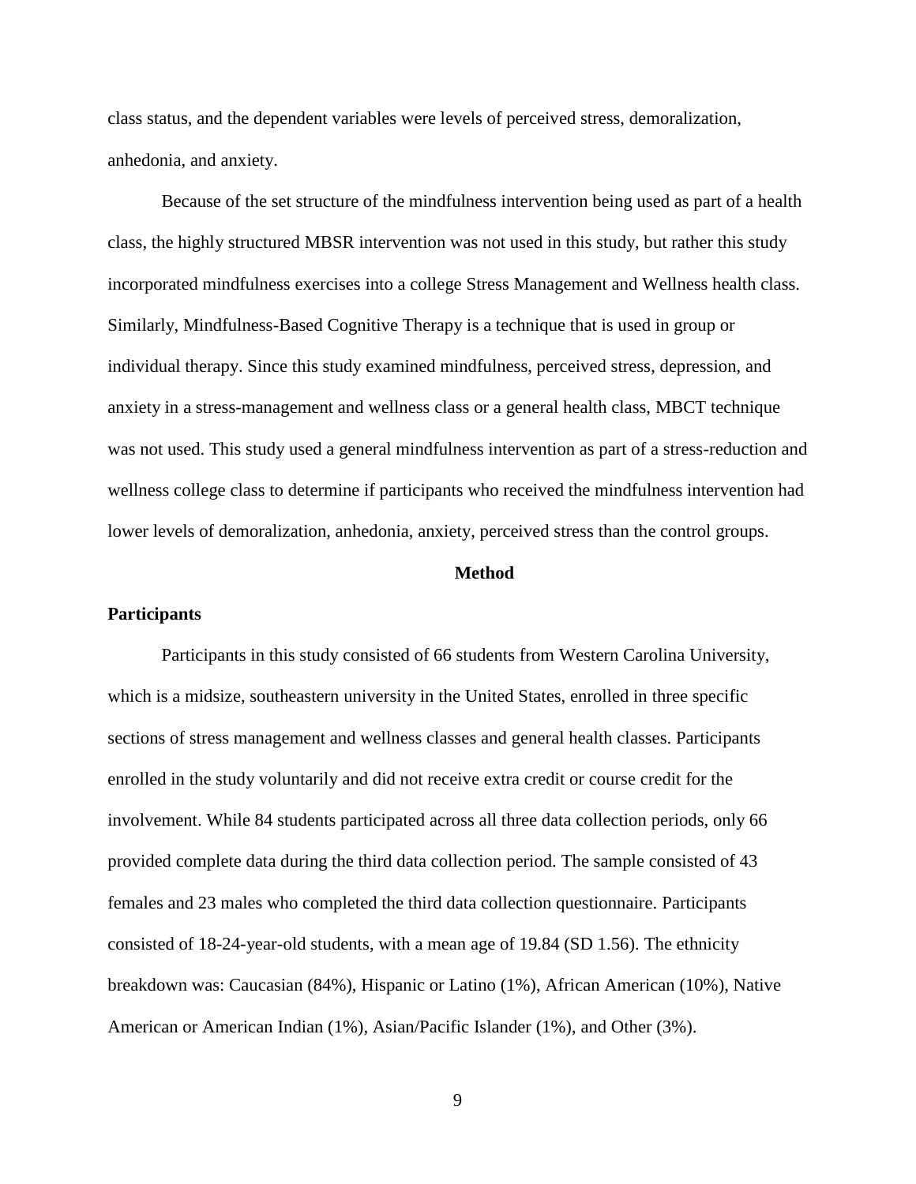class status, and the dependent variables were levels of perceived stress, demoralization, anhedonia, and anxiety.

Because of the set structure of the mindfulness intervention being used as part of a health class, the highly structured MBSR intervention was not used in this study, but rather this study incorporated mindfulness exercises into a college Stress Management and Wellness health class. Similarly, Mindfulness-Based Cognitive Therapy is a technique that is used in group or individual therapy. Since this study examined mindfulness, perceived stress, depression, and anxiety in a stress-management and wellness class or a general health class, MBCT technique was not used. This study used a general mindfulness intervention as part of a stress-reduction and wellness college class to determine if participants who received the mindfulness intervention had lower levels of demoralization, anhedonia, anxiety, perceived stress than the control groups.

## Method

### Participants

Participants in this study consisted of 66 students from Western Carolina University, which is a midsize, southeastern university in the United States, enrolled in three specific sections of stress management and wellness classes and general health classes. Participants enrolled in the study voluntarily and did not receive extra credit or course credit for the involvement. While 84 students participated across all three data collection periods, only 66 provided complete data during the third data collection period. The sample consisted of 43 females and 23 males who completed the third data collection questionnaire. Participants consisted of 18-24-year-old students, with a mean age of 19.84 (SD 1.56). The ethnicity breakdown was: Caucasian (84%), Hispanic or Latino (1%), African American (10%), Native American or American Indian (1%), Asian/Pacific Islander (1%), and Other (3%).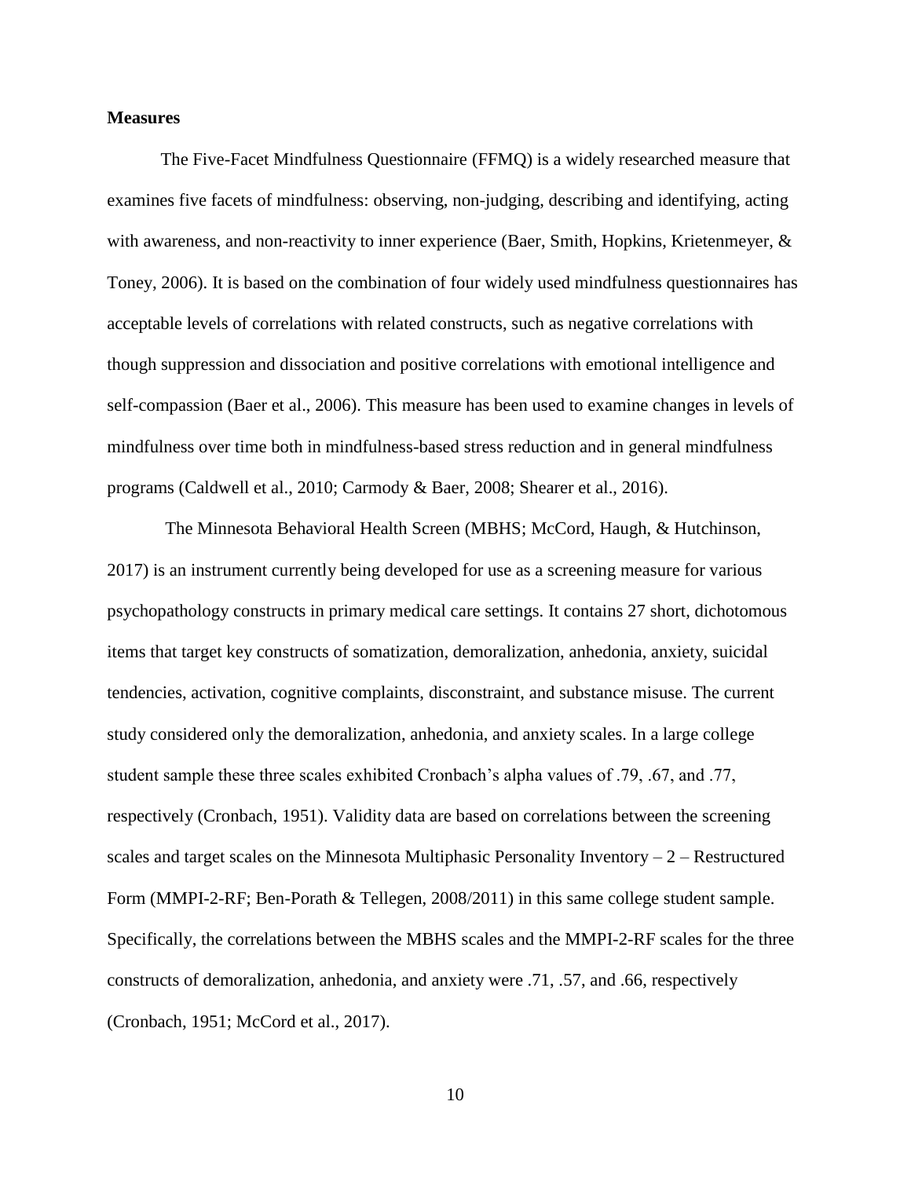**Measures**

The Five-Facet Mindfulness Questionnaire (FFMQ) is a widely researched measure that examines five facets of mindfulness: observing, non-judging, describing and identifying, acting with awareness, and non-reactivity to inner experience (Baer, Smith, Hopkins, Krietenmeyer, & Toney, 2006). It is based on the combination of four widely used mindfulness questionnaires has acceptable levels of correlations with related constructs, such as negative correlations with though suppression and dissociation and positive correlations with emotional intelligence and self-compassion (Baer et al., 2006). This measure has been used to examine changes in levels of mindfulness over time both in mindfulness-based stress reduction and in general mindfulness programs (Caldwell et al., 2010; Carmody & Baer, 2008; Shearer et al., 2016).

The Minnesota Behavioral Health Screen (MBHS; McCord, Haugh, & Hutchinson, 2017) is an instrument currently being developed for use as a screening measure for various psychopathology constructs in primary medical care settings. It contains 27 short, dichotomous items that target key constructs of somatization, demoralization, anhedonia, anxiety, suicidal tendencies, activation, cognitive complaints, disconstraint, and substance misuse. The current study considered only the demoralization, anhedonia, and anxiety scales. In a large college student sample these three scales exhibited Cronbach's alpha values of .79, .67, and .77, respectively (Cronbach, 1951). Validity data are based on correlations between the screening scales and target scales on the Minnesota Multiphasic Personality Inventory – 2 – Restructured Form (MMPI-2-RF; Ben-Porath & Tellegen, 2008/2011) in this same college student sample. Specifically, the correlations between the MBHS scales and the MMPI-2-RF scales for the three constructs of demoralization, anhedonia, and anxiety were .71, .57, and .66, respectively (Cronbach, 1951; McCord et al., 2017).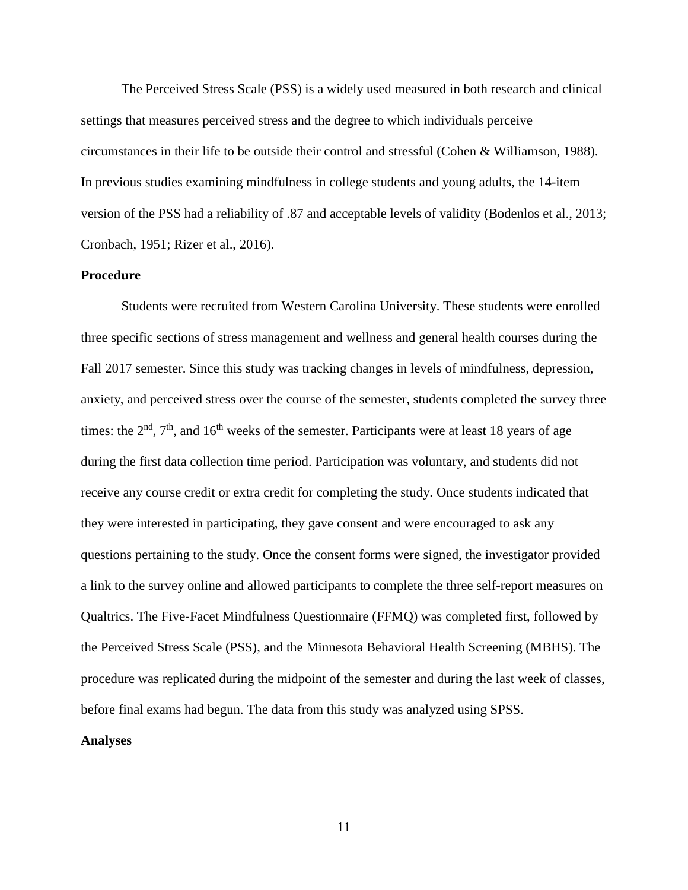The Perceived Stress Scale (PSS) is a widely used measured in both research and clinical settings that measures perceived stress and the degree to which individuals perceive circumstances in their life to be outside their control and stressful (Cohen & Williamson, 1988). In previous studies examining mindfulness in college students and young adults, the 14-item version of the PSS had a reliability of .87 and acceptable levels of validity (Bodenlos et al., 2013; Cronbach, 1951; Rizer et al., 2016).

**Procedure**

Students were recruited from Western Carolina University. These students were enrolled three specific sections of stress management and wellness and general health courses during the Fall 2017 semester. Since this study was tracking changes in levels of mindfulness, depression, anxiety, and perceived stress over the course of the semester, students completed the survey three times: the 2nd, 7th, and 16th weeks of the semester. Participants were at least 18 years of age during the first data collection time period. Participation was voluntary, and students did not receive any course credit or extra credit for completing the study. Once students indicated that they were interested in participating, they gave consent and were encouraged to ask any questions pertaining to the study. Once the consent forms were signed, the investigator provided a link to the survey online and allowed participants to complete the three self-report measures on Qualtrics. The Five-Facet Mindfulness Questionnaire (FFMQ) was completed first, followed by the Perceived Stress Scale (PSS), and the Minnesota Behavioral Health Screening (MBHS). The procedure was replicated during the midpoint of the semester and during the last week of classes, before final exams had begun. The data from this study was analyzed using SPSS.

**Analyses**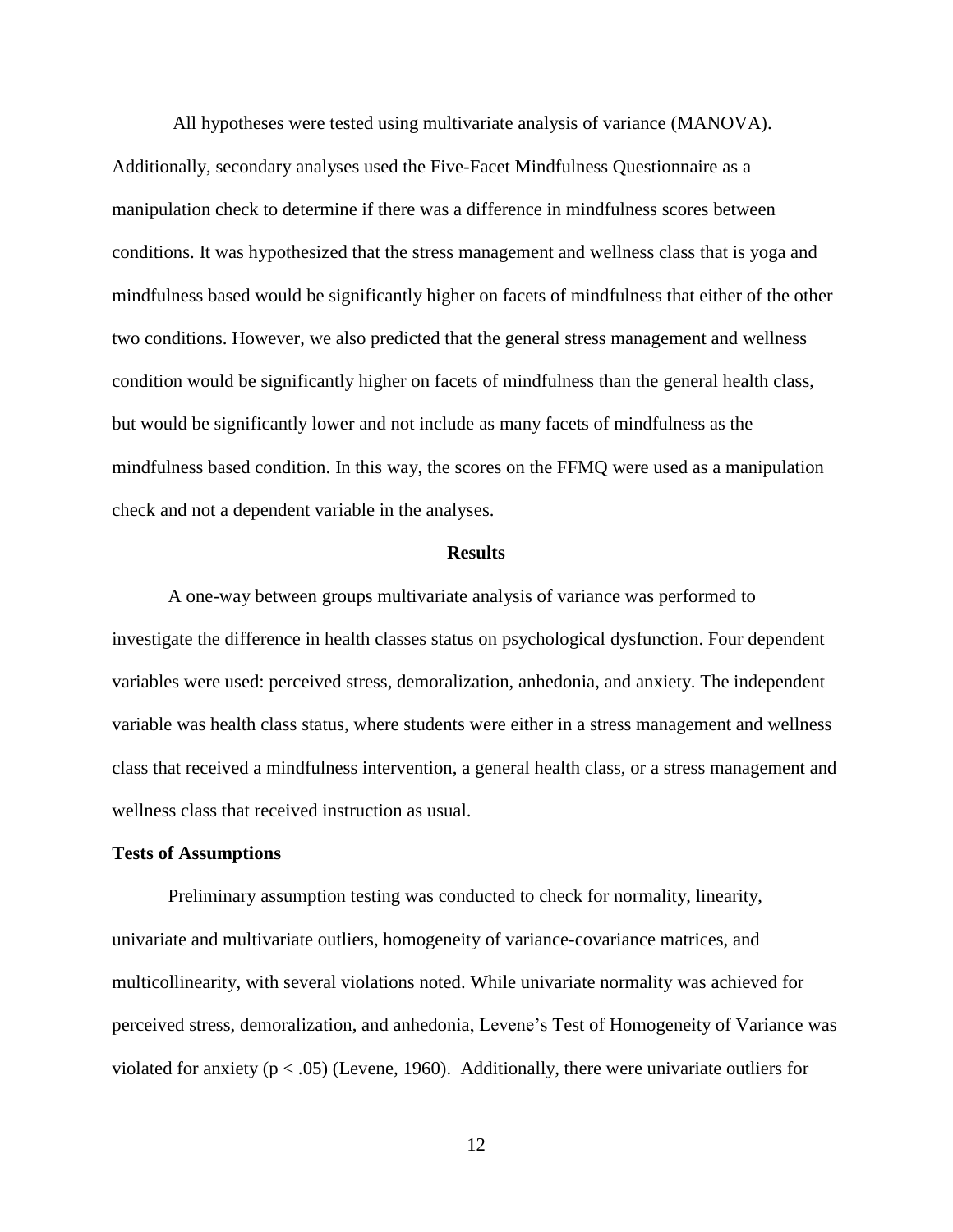All hypotheses were tested using multivariate analysis of variance (MANOVA). Additionally, secondary analyses used the Five-Facet Mindfulness Questionnaire as a manipulation check to determine if there was a difference in mindfulness scores between conditions. It was hypothesized that the stress management and wellness class that is yoga and mindfulness based would be significantly higher on facets of mindfulness that either of the other two conditions. However, we also predicted that the general stress management and wellness condition would be significantly higher on facets of mindfulness than the general health class, but would be significantly lower and not include as many facets of mindfulness as the mindfulness based condition. In this way, the scores on the FFMQ were used as a manipulation check and not a dependent variable in the analyses.

## Results

A one-way between groups multivariate analysis of variance was performed to investigate the difference in health classes status on psychological dysfunction. Four dependent variables were used: perceived stress, demoralization, anhedonia, and anxiety. The independent variable was health class status, where students were either in a stress management and wellness class that received a mindfulness intervention, a general health class, or a stress management and wellness class that received instruction as usual.

### Tests of Assumptions

Preliminary assumption testing was conducted to check for normality, linearity, univariate and multivariate outliers, homogeneity of variance-covariance matrices, and multicollinearity, with several violations noted. While univariate normality was achieved for perceived stress, demoralization, and anhedonia, Levene's Test of Homogeneity of Variance was violated for anxiety ($p < .05$) (Levene, 1960). Additionally, there were univariate outliers for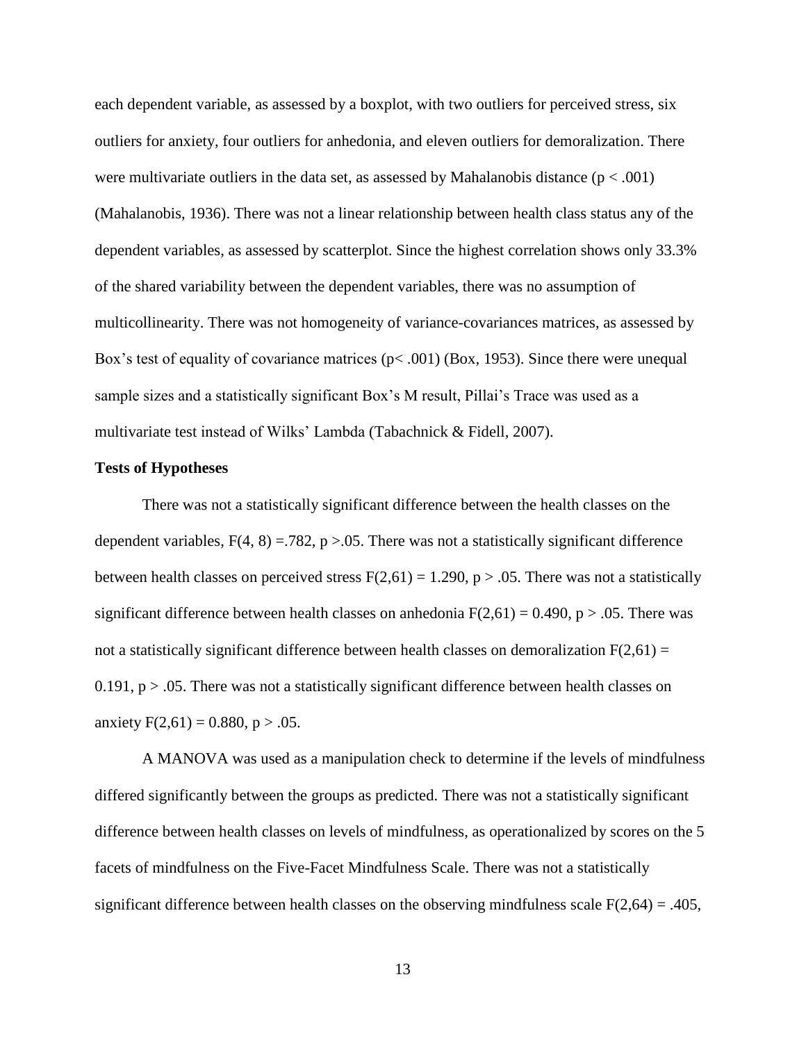each dependent variable, as assessed by a boxplot, with two outliers for perceived stress, six outliers for anxiety, four outliers for anhedonia, and eleven outliers for demoralization. There were multivariate outliers in the data set, as assessed by Mahalanobis distance ($p < .001$) (Mahalanobis, 1936). There was not a linear relationship between health class status any of the dependent variables, as assessed by scatterplot. Since the highest correlation shows only 33.3% of the shared variability between the dependent variables, there was no assumption of multicollinearity. There was not homogeneity of variance-covariances matrices, as assessed by Box's test of equality of covariance matrices ($p < .001$) (Box, 1953). Since there were unequal sample sizes and a statistically significant Box's M result, Pillai's Trace was used as a multivariate test instead of Wilks' Lambda (Tabachnick & Fidell, 2007).

**Tests of Hypotheses**

There was not a statistically significant difference between the health classes on the dependent variables, $F(4, 8) = .782$, $p > .05$. There was not a statistically significant difference between health classes on perceived stress $F(2,61) = 1.290$, $p > .05$. There was not a statistically significant difference between health classes on anhedonia $F(2,61) = 0.490$, $p > .05$. There was not a statistically significant difference between health classes on demoralization $F(2,61) = 0.191$, $p > .05$. There was not a statistically significant difference between health classes on anxiety $F(2,61) = 0.880$, $p > .05$.

A MANOVA was used as a manipulation check to determine if the levels of mindfulness differed significantly between the groups as predicted. There was not a statistically significant difference between health classes on levels of mindfulness, as operationalized by scores on the 5 facets of mindfulness on the Five-Facet Mindfulness Scale. There was not a statistically significant difference between health classes on the observing mindfulness scale $F(2,64) = .405$,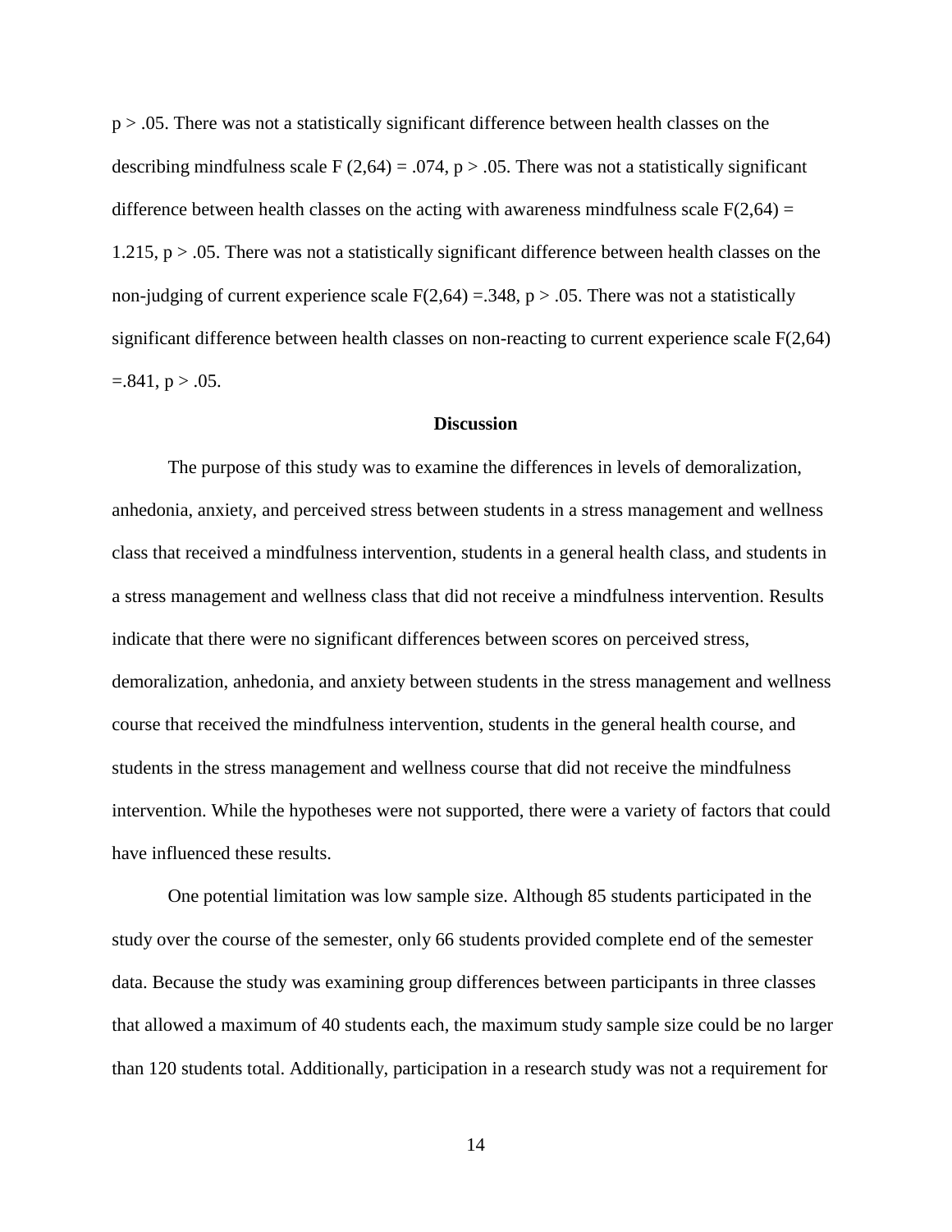$p > .05$. There was not a statistically significant difference between health classes on the describing mindfulness scale $F(2,64) = .074$, $p > .05$. There was not a statistically significant difference between health classes on the acting with awareness mindfulness scale $F(2,64) = 1.215$, $p > .05$. There was not a statistically significant difference between health classes on the non-judging of current experience scale $F(2,64) = .348$, $p > .05$. There was not a statistically significant difference between health classes on non-reacting to current experience scale $F(2,64) = .841$, $p > .05$.

## Discussion

The purpose of this study was to examine the differences in levels of demoralization, anhedonia, anxiety, and perceived stress between students in a stress management and wellness class that received a mindfulness intervention, students in a general health class, and students in a stress management and wellness class that did not receive a mindfulness intervention. Results indicate that there were no significant differences between scores on perceived stress, demoralization, anhedonia, and anxiety between students in the stress management and wellness course that received the mindfulness intervention, students in the general health course, and students in the stress management and wellness course that did not receive the mindfulness intervention. While the hypotheses were not supported, there were a variety of factors that could have influenced these results.

One potential limitation was low sample size. Although 85 students participated in the study over the course of the semester, only 66 students provided complete end of the semester data. Because the study was examining group differences between participants in three classes that allowed a maximum of 40 students each, the maximum study sample size could be no larger than 120 students total. Additionally, participation in a research study was not a requirement for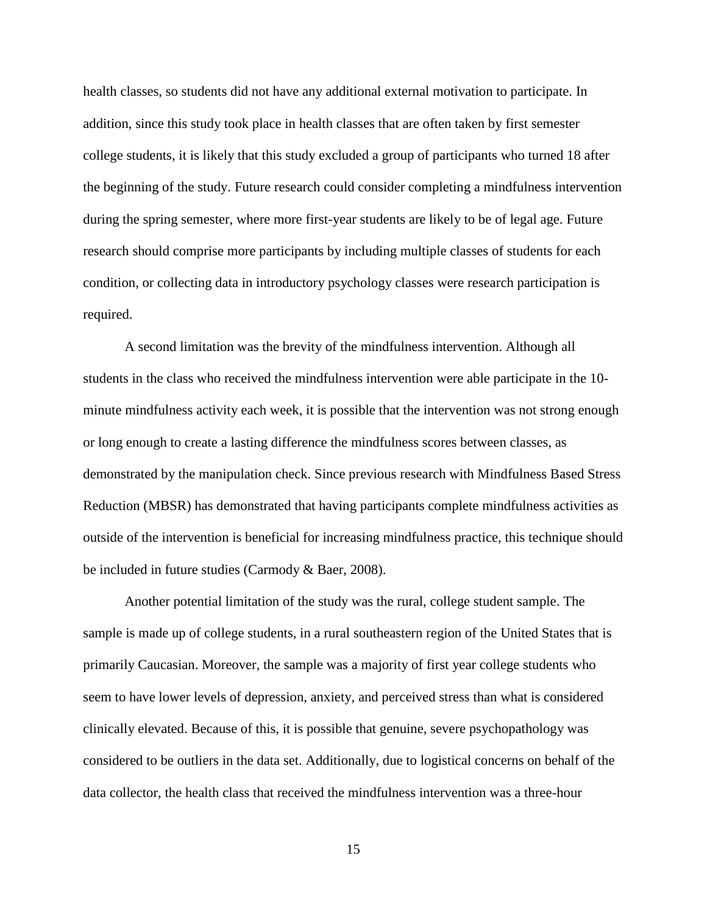health classes, so students did not have any additional external motivation to participate. In addition, since this study took place in health classes that are often taken by first semester college students, it is likely that this study excluded a group of participants who turned 18 after the beginning of the study. Future research could consider completing a mindfulness intervention during the spring semester, where more first-year students are likely to be of legal age. Future research should comprise more participants by including multiple classes of students for each condition, or collecting data in introductory psychology classes were research participation is required.

A second limitation was the brevity of the mindfulness intervention. Although all students in the class who received the mindfulness intervention were able participate in the 10-minute mindfulness activity each week, it is possible that the intervention was not strong enough or long enough to create a lasting difference the mindfulness scores between classes, as demonstrated by the manipulation check. Since previous research with Mindfulness Based Stress Reduction (MBSR) has demonstrated that having participants complete mindfulness activities as outside of the intervention is beneficial for increasing mindfulness practice, this technique should be included in future studies (Carmody & Baer, 2008).

Another potential limitation of the study was the rural, college student sample. The sample is made up of college students, in a rural southeastern region of the United States that is primarily Caucasian. Moreover, the sample was a majority of first year college students who seem to have lower levels of depression, anxiety, and perceived stress than what is considered clinically elevated. Because of this, it is possible that genuine, severe psychopathology was considered to be outliers in the data set. Additionally, due to logistical concerns on behalf of the data collector, the health class that received the mindfulness intervention was a three-hour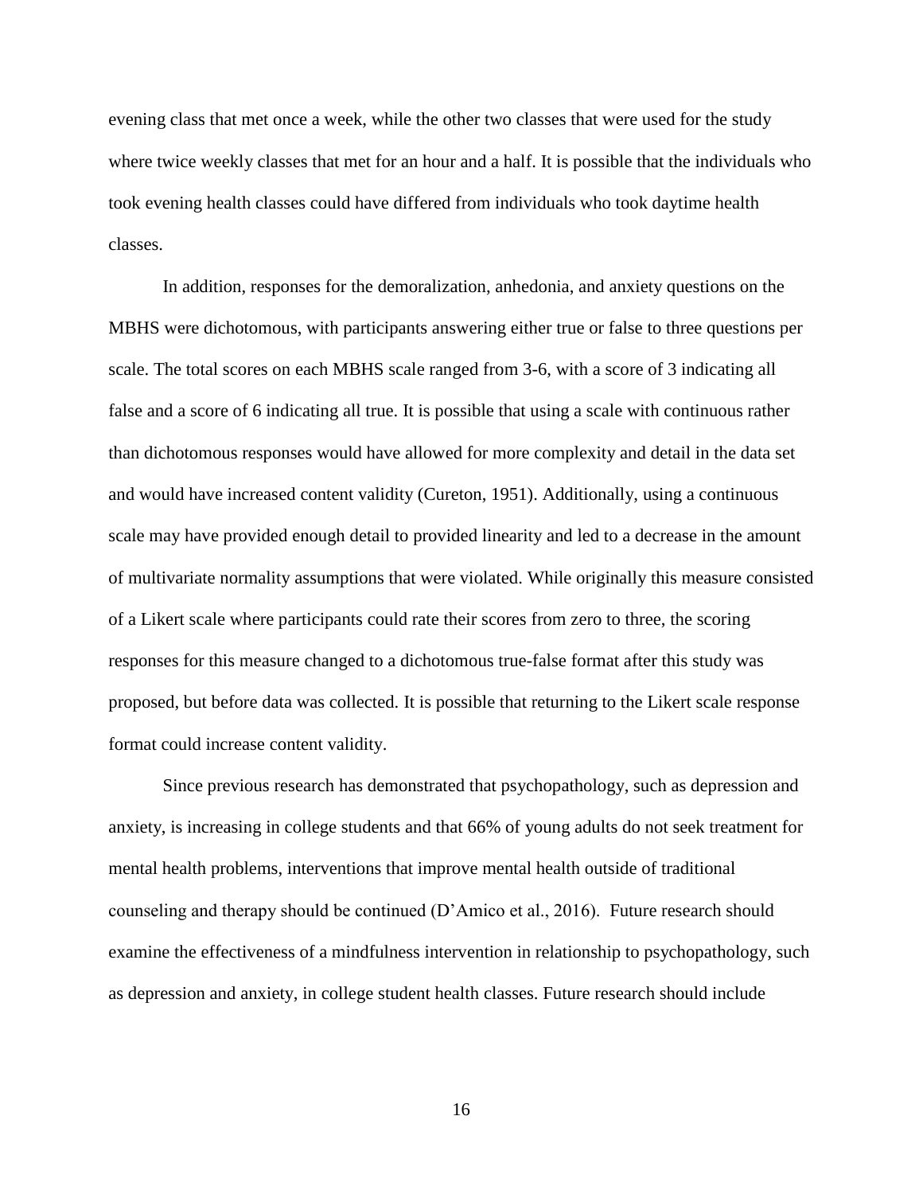evening class that met once a week, while the other two classes that were used for the study where twice weekly classes that met for an hour and a half. It is possible that the individuals who took evening health classes could have differed from individuals who took daytime health classes.

In addition, responses for the demoralization, anhedonia, and anxiety questions on the MBHS were dichotomous, with participants answering either true or false to three questions per scale. The total scores on each MBHS scale ranged from 3-6, with a score of 3 indicating all false and a score of 6 indicating all true. It is possible that using a scale with continuous rather than dichotomous responses would have allowed for more complexity and detail in the data set and would have increased content validity (Cureton, 1951). Additionally, using a continuous scale may have provided enough detail to provided linearity and led to a decrease in the amount of multivariate normality assumptions that were violated. While originally this measure consisted of a Likert scale where participants could rate their scores from zero to three, the scoring responses for this measure changed to a dichotomous true-false format after this study was proposed, but before data was collected. It is possible that returning to the Likert scale response format could increase content validity.

Since previous research has demonstrated that psychopathology, such as depression and anxiety, is increasing in college students and that 66% of young adults do not seek treatment for mental health problems, interventions that improve mental health outside of traditional counseling and therapy should be continued (D'Amico et al., 2016). Future research should examine the effectiveness of a mindfulness intervention in relationship to psychopathology, such as depression and anxiety, in college student health classes. Future research should include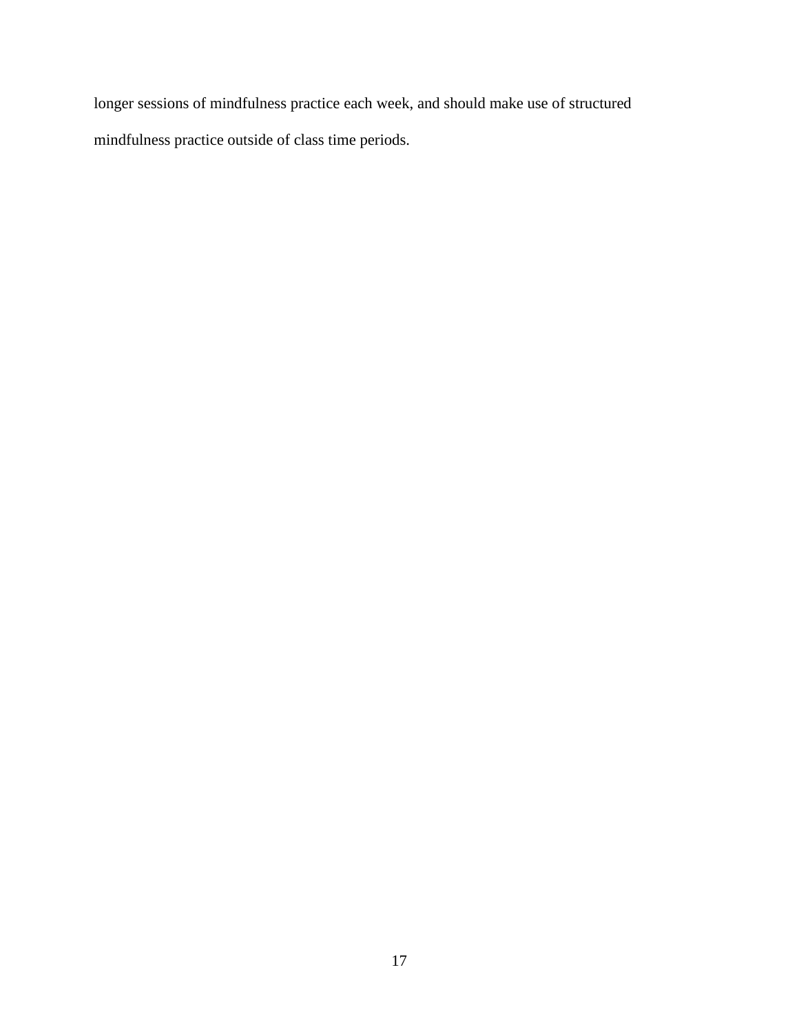longer sessions of mindfulness practice each week, and should make use of structured mindfulness practice outside of class time periods.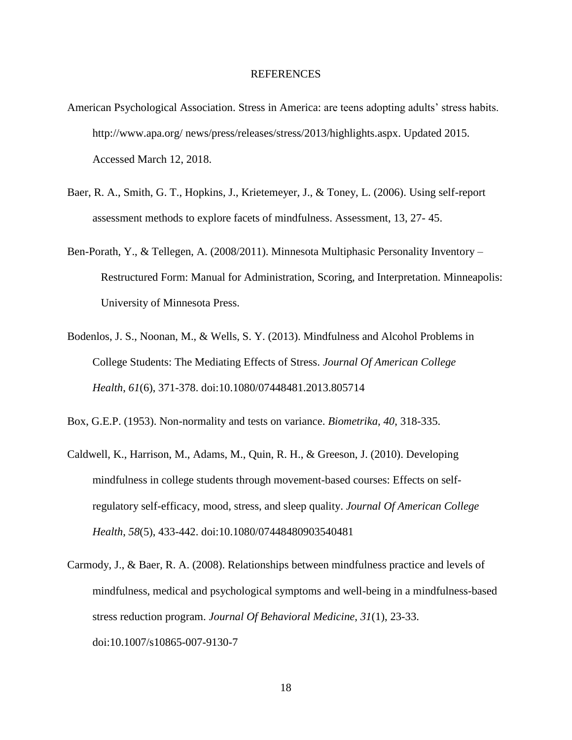# REFERENCES

American Psychological Association. Stress in America: are teens adopting adults' stress habits. http://www.apa.org/ news/press/releases/stress/2013/highlights.aspx. Updated 2015. Accessed March 12, 2018.

Baer, R. A., Smith, G. T., Hopkins, J., Krietemeyer, J., & Toney, L. (2006). Using self-report assessment methods to explore facets of mindfulness. Assessment, 13, 27- 45.

Ben-Porath, Y., & Tellegen, A. (2008/2011). Minnesota Multiphasic Personality Inventory – Restructured Form: Manual for Administration, Scoring, and Interpretation. Minneapolis: University of Minnesota Press.

Bodenlos, J. S., Noonan, M., & Wells, S. Y. (2013). Mindfulness and Alcohol Problems in College Students: The Mediating Effects of Stress. *Journal Of American College Health*, *61*(6), 371-378. doi:10.1080/07448481.2013.805714

Box, G.E.P. (1953). Non-normality and tests on variance. *Biometrika, 40*, 318-335.

Caldwell, K., Harrison, M., Adams, M., Quin, R. H., & Greeson, J. (2010). Developing mindfulness in college students through movement-based courses: Effects on self-regulatory self-efficacy, mood, stress, and sleep quality. *Journal Of American College Health*, *58*(5), 433-442. doi:10.1080/07448480903540481

Carmody, J., & Baer, R. A. (2008). Relationships between mindfulness practice and levels of mindfulness, medical and psychological symptoms and well-being in a mindfulness-based stress reduction program. *Journal Of Behavioral Medicine*, *31*(1), 23-33. doi:10.1007/s10865-007-9130-7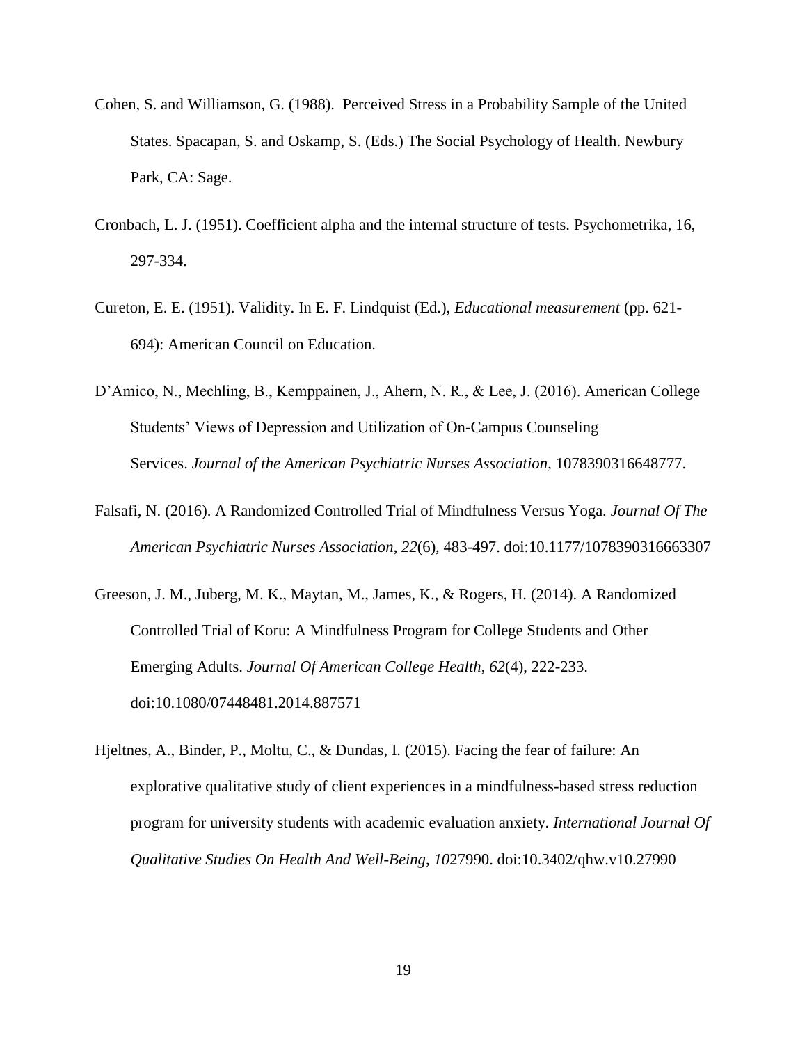Cohen, S. and Williamson, G. (1988). Perceived Stress in a Probability Sample of the United States. Spacapan, S. and Oskamp, S. (Eds.) The Social Psychology of Health. Newbury Park, CA: Sage.

Cronbach, L. J. (1951). Coefficient alpha and the internal structure of tests. Psychometrika, 16, 297-334.

Cureton, E. E. (1951). Validity. In E. F. Lindquist (Ed.), *Educational measurement* (pp. 621-694): American Council on Education.

D'Amico, N., Mechling, B., Kemppainen, J., Ahern, N. R., & Lee, J. (2016). American College Students' Views of Depression and Utilization of On-Campus Counseling Services. *Journal of the American Psychiatric Nurses Association*, 1078390316648777.

Falsafi, N. (2016). A Randomized Controlled Trial of Mindfulness Versus Yoga. *Journal Of The American Psychiatric Nurses Association*, *22*(6), 483-497. doi:10.1177/1078390316663307

Greeson, J. M., Juberg, M. K., Maytan, M., James, K., & Rogers, H. (2014). A Randomized Controlled Trial of Koru: A Mindfulness Program for College Students and Other Emerging Adults. *Journal Of American College Health*, *62*(4), 222-233. doi:10.1080/07448481.2014.887571

Hjeltnes, A., Binder, P., Moltu, C., & Dundas, I. (2015). Facing the fear of failure: An explorative qualitative study of client experiences in a mindfulness-based stress reduction program for university students with academic evaluation anxiety. *International Journal Of Qualitative Studies On Health And Well-Being*, *10*27990. doi:10.3402/qhw.v10.27990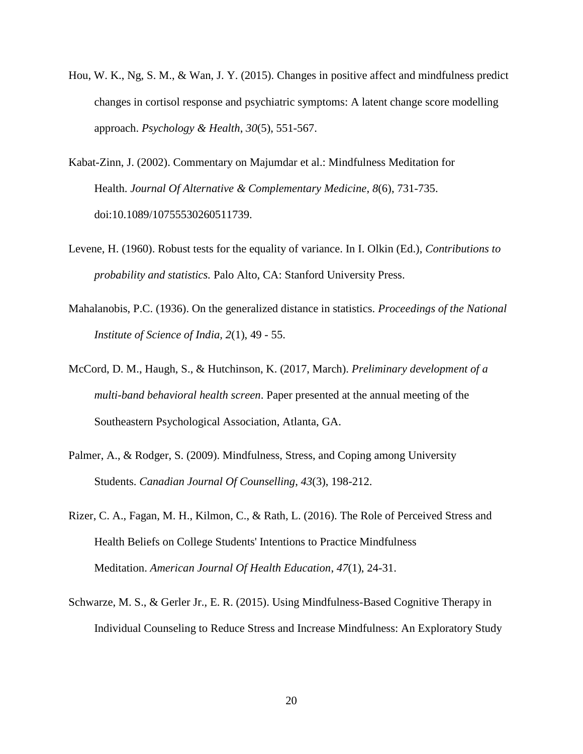Hou, W. K., Ng, S. M., & Wan, J. Y. (2015). Changes in positive affect and mindfulness predict changes in cortisol response and psychiatric symptoms: A latent change score modelling approach. *Psychology & Health*, *30*(5), 551-567.

Kabat-Zinn, J. (2002). Commentary on Majumdar et al.: Mindfulness Meditation for Health. *Journal Of Alternative & Complementary Medicine*, *8*(6), 731-735. doi:10.1089/10755530260511739.

Levene, H. (1960). Robust tests for the equality of variance. In I. Olkin (Ed.), *Contributions to probability and statistics.* Palo Alto, CA: Stanford University Press.

Mahalanobis, P.C. (1936). On the generalized distance in statistics. *Proceedings of the National Institute of Science of India, 2*(1), 49 - 55.

McCord, D. M., Haugh, S., & Hutchinson, K. (2017, March). *Preliminary development of a multi-band behavioral health screen*. Paper presented at the annual meeting of the Southeastern Psychological Association, Atlanta, GA.

Palmer, A., & Rodger, S. (2009). Mindfulness, Stress, and Coping among University Students. *Canadian Journal Of Counselling*, *43*(3), 198-212.

Rizer, C. A., Fagan, M. H., Kilmon, C., & Rath, L. (2016). The Role of Perceived Stress and Health Beliefs on College Students' Intentions to Practice Mindfulness Meditation. *American Journal Of Health Education*, *47*(1), 24-31.

Schwarze, M. S., & Gerler Jr., E. R. (2015). Using Mindfulness-Based Cognitive Therapy in Individual Counseling to Reduce Stress and Increase Mindfulness: An Exploratory Study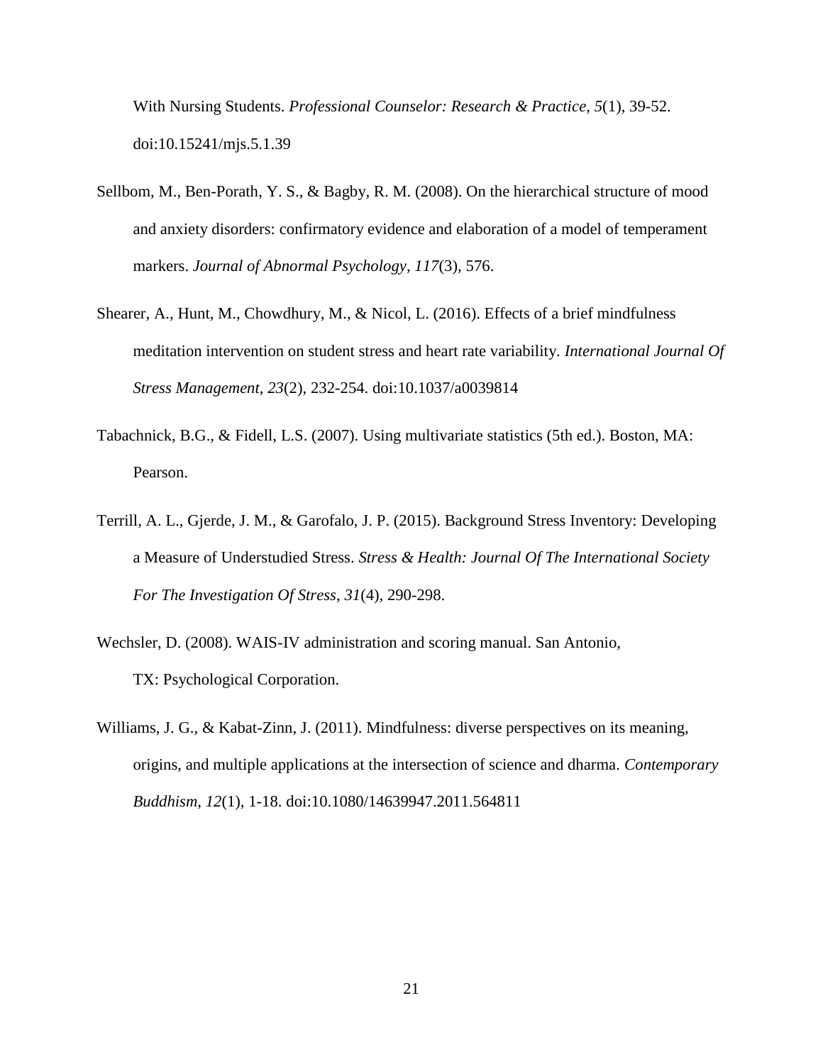With Nursing Students. *Professional Counselor: Research & Practice*, *5*(1), 39-52. doi:10.15241/mjs.5.1.39

Sellbom, M., Ben-Porath, Y. S., & Bagby, R. M. (2008). On the hierarchical structure of mood and anxiety disorders: confirmatory evidence and elaboration of a model of temperament markers. *Journal of Abnormal Psychology*, *117*(3), 576.

Shearer, A., Hunt, M., Chowdhury, M., & Nicol, L. (2016). Effects of a brief mindfulness meditation intervention on student stress and heart rate variability. *International Journal Of Stress Management*, *23*(2), 232-254. doi:10.1037/a0039814

Tabachnick, B.G., & Fidell, L.S. (2007). Using multivariate statistics (5th ed.). Boston, MA: Pearson.

Terrill, A. L., Gjerde, J. M., & Garofalo, J. P. (2015). Background Stress Inventory: Developing a Measure of Understudied Stress. *Stress & Health: Journal Of The International Society For The Investigation Of Stress*, *31*(4), 290-298.

Wechsler, D. (2008). WAIS-IV administration and scoring manual. San Antonio, TX: Psychological Corporation.

Williams, J. G., & Kabat-Zinn, J. (2011). Mindfulness: diverse perspectives on its meaning, origins, and multiple applications at the intersection of science and dharma. *Contemporary Buddhism*, *12*(1), 1-18. doi:10.1080/14639947.2011.564811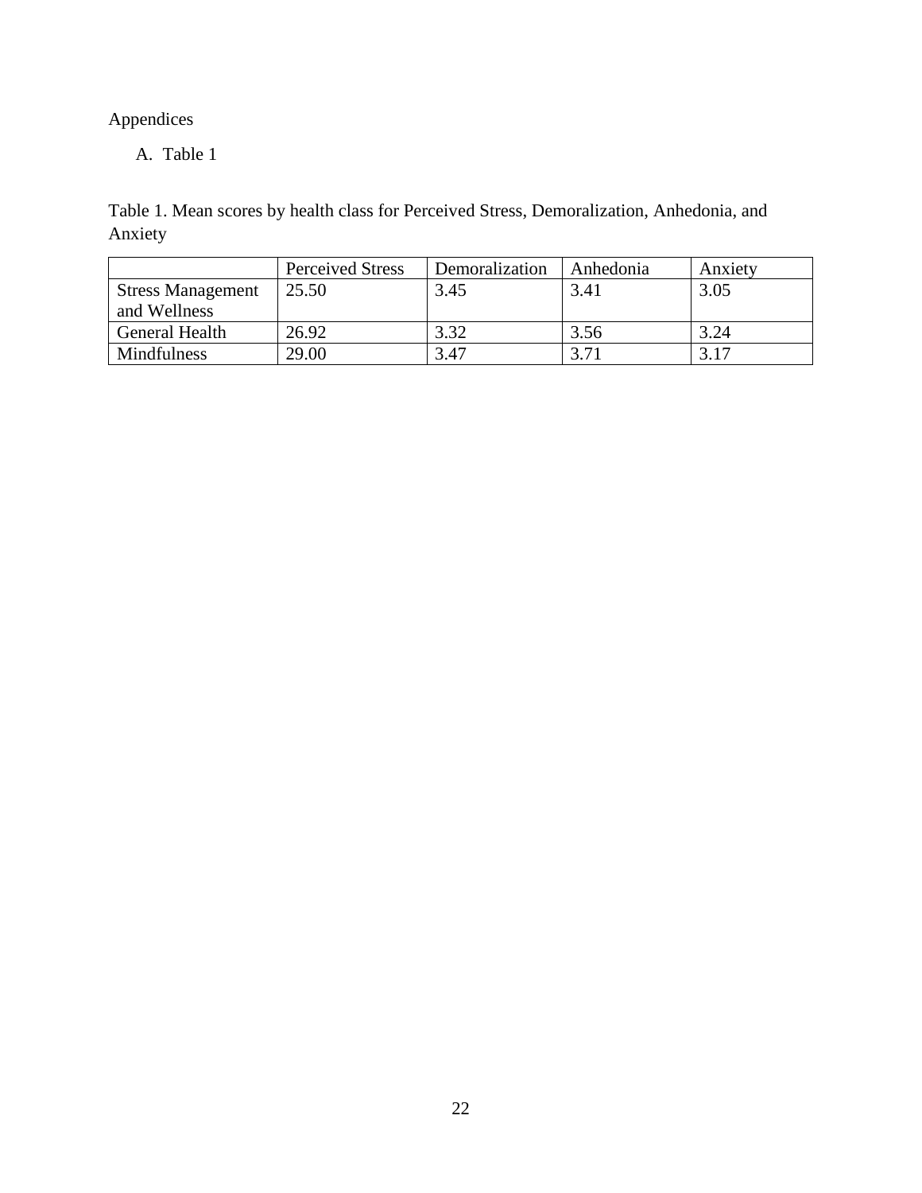Appendices

A. Table 1

Table 1. Mean scores by health class for Perceived Stress, Demoralization, Anhedonia, and Anxiety

| | Perceived Stress | Demoralization | Anhedonia | Anxiety |
|---|---|---|---|---|
| Stress Management and Wellness | 25.50 | 3.45 | 3.41 | 3.05 |
| General Health | 26.92 | 3.32 | 3.56 | 3.24 |
| Mindfulness | 29.00 | 3.47 | 3.71 | 3.17 |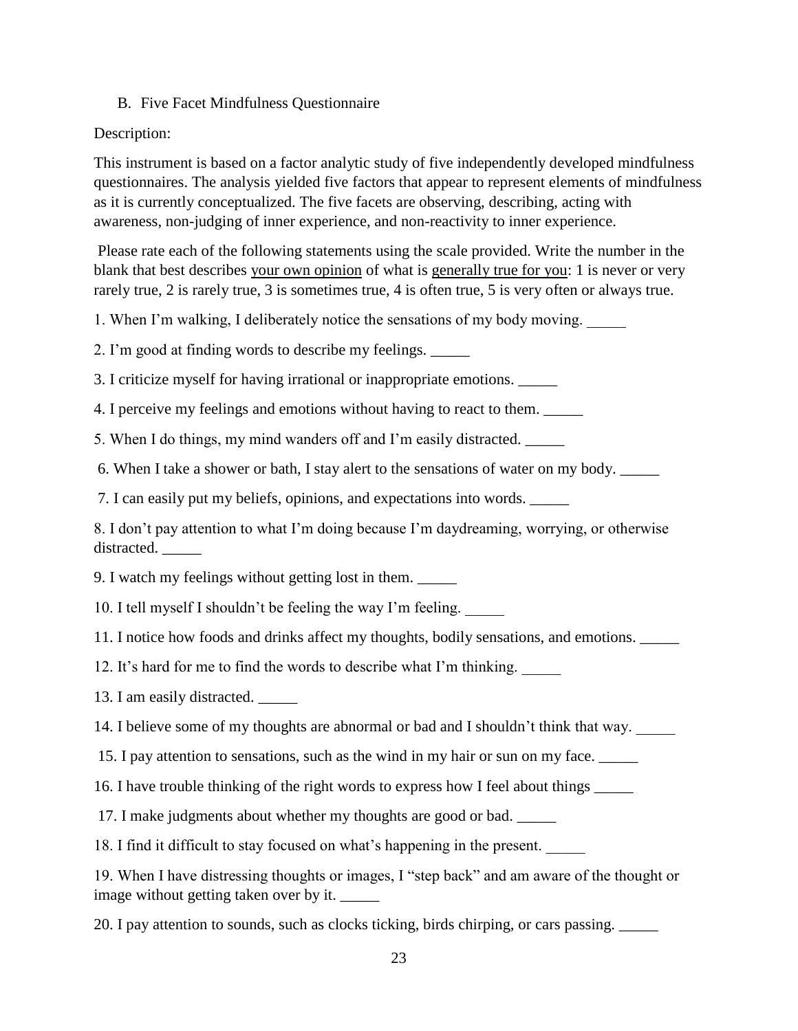B. Five Facet Mindfulness Questionnaire

Description:

This instrument is based on a factor analytic study of five independently developed mindfulness questionnaires. The analysis yielded five factors that appear to represent elements of mindfulness as it is currently conceptualized. The five facets are observing, describing, acting with awareness, non-judging of inner experience, and non-reactivity to inner experience.

Please rate each of the following statements using the scale provided. Write the number in the blank that best describes <u>your own opinion</u> of what is <u>generally true for you</u>: 1 is never or very rarely true, 2 is rarely true, 3 is sometimes true, 4 is often true, 5 is very often or always true.

1. When I'm walking, I deliberately notice the sensations of my body moving. _____

2. I'm good at finding words to describe my feelings. _____

3. I criticize myself for having irrational or inappropriate emotions. _____

4. I perceive my feelings and emotions without having to react to them. _____

5. When I do things, my mind wanders off and I'm easily distracted. _____

6. When I take a shower or bath, I stay alert to the sensations of water on my body. _____

7. I can easily put my beliefs, opinions, and expectations into words. _____

8. I don't pay attention to what I'm doing because I'm daydreaming, worrying, or otherwise distracted. _____

9. I watch my feelings without getting lost in them. _____

10. I tell myself I shouldn't be feeling the way I'm feeling. _____

11. I notice how foods and drinks affect my thoughts, bodily sensations, and emotions. _____

12. It's hard for me to find the words to describe what I'm thinking. _____

13. I am easily distracted. _____

14. I believe some of my thoughts are abnormal or bad and I shouldn't think that way. _____

15. I pay attention to sensations, such as the wind in my hair or sun on my face. _____

16. I have trouble thinking of the right words to express how I feel about things _____

17. I make judgments about whether my thoughts are good or bad. _____

18. I find it difficult to stay focused on what's happening in the present. _____

19. When I have distressing thoughts or images, I "step back" and am aware of the thought or image without getting taken over by it. _____

20. I pay attention to sounds, such as clocks ticking, birds chirping, or cars passing. _____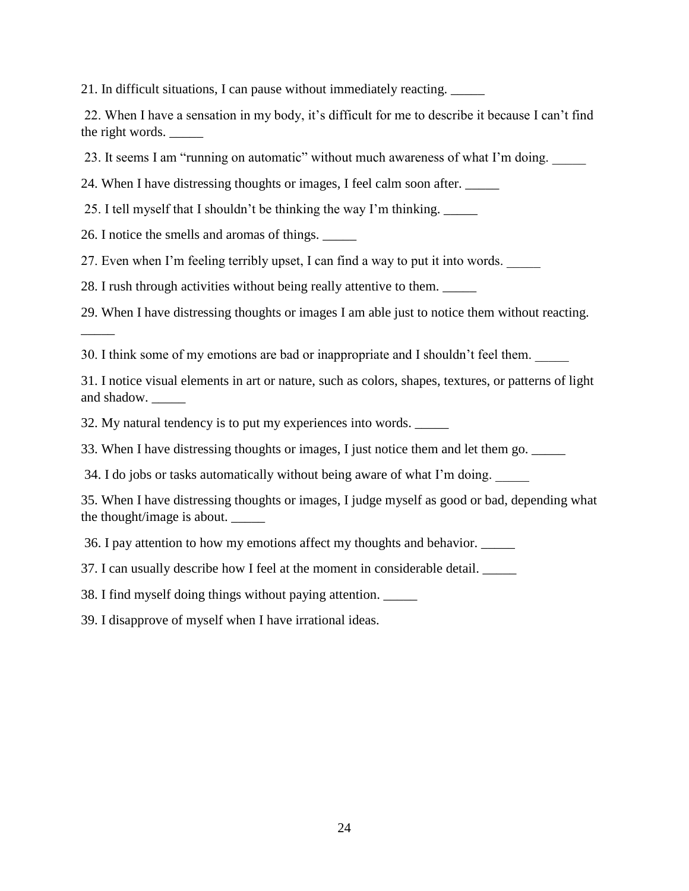21. In difficult situations, I can pause without immediately reacting. _____

22. When I have a sensation in my body, it's difficult for me to describe it because I can't find the right words. _____

23. It seems I am "running on automatic" without much awareness of what I'm doing. _____

24. When I have distressing thoughts or images, I feel calm soon after. _____

25. I tell myself that I shouldn't be thinking the way I'm thinking. _____

26. I notice the smells and aromas of things. _____

27. Even when I'm feeling terribly upset, I can find a way to put it into words. _____

28. I rush through activities without being really attentive to them. _____

29. When I have distressing thoughts or images I am able just to notice them without reacting. _____

30. I think some of my emotions are bad or inappropriate and I shouldn't feel them. _____

31. I notice visual elements in art or nature, such as colors, shapes, textures, or patterns of light and shadow. _____

32. My natural tendency is to put my experiences into words. _____

33. When I have distressing thoughts or images, I just notice them and let them go. _____

34. I do jobs or tasks automatically without being aware of what I'm doing. _____

35. When I have distressing thoughts or images, I judge myself as good or bad, depending what the thought/image is about. _____

36. I pay attention to how my emotions affect my thoughts and behavior. _____

37. I can usually describe how I feel at the moment in considerable detail. _____

38. I find myself doing things without paying attention. _____

39. I disapprove of myself when I have irrational ideas.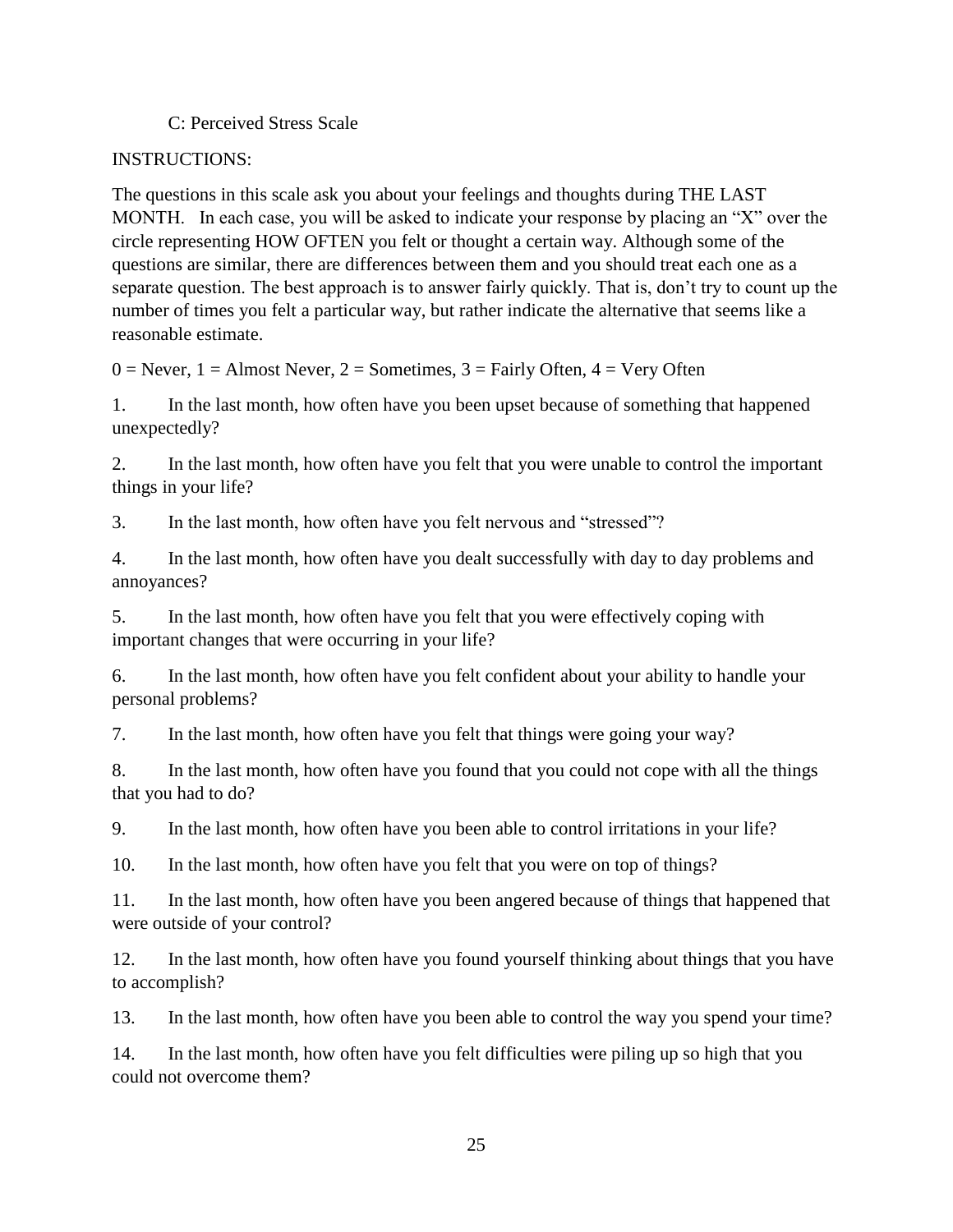C: Perceived Stress Scale

INSTRUCTIONS:

The questions in this scale ask you about your feelings and thoughts during THE LAST MONTH. In each case, you will be asked to indicate your response by placing an "X" over the circle representing HOW OFTEN you felt or thought a certain way. Although some of the questions are similar, there are differences between them and you should treat each one as a separate question. The best approach is to answer fairly quickly. That is, don't try to count up the number of times you felt a particular way, but rather indicate the alternative that seems like a reasonable estimate.

0 = Never, 1 = Almost Never, 2 = Sometimes, 3 = Fairly Often, 4 = Very Often

1. In the last month, how often have you been upset because of something that happened unexpectedly?

2. In the last month, how often have you felt that you were unable to control the important things in your life?

3. In the last month, how often have you felt nervous and "stressed"?

4. In the last month, how often have you dealt successfully with day to day problems and annoyances?

5. In the last month, how often have you felt that you were effectively coping with important changes that were occurring in your life?

6. In the last month, how often have you felt confident about your ability to handle your personal problems?

7. In the last month, how often have you felt that things were going your way?

8. In the last month, how often have you found that you could not cope with all the things that you had to do?

9. In the last month, how often have you been able to control irritations in your life?

10. In the last month, how often have you felt that you were on top of things?

11. In the last month, how often have you been angered because of things that happened that were outside of your control?

12. In the last month, how often have you found yourself thinking about things that you have to accomplish?

13. In the last month, how often have you been able to control the way you spend your time?

14. In the last month, how often have you felt difficulties were piling up so high that you could not overcome them?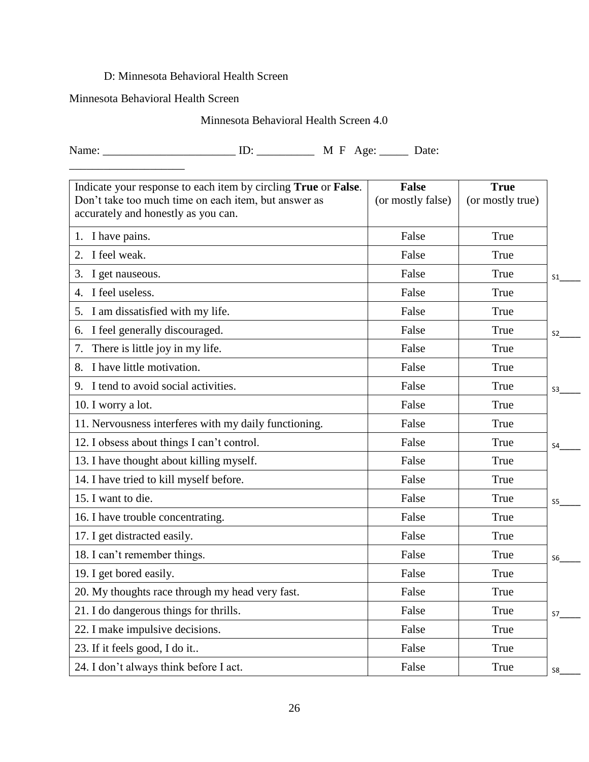D: Minnesota Behavioral Health Screen

Minnesota Behavioral Health Screen

Minnesota Behavioral Health Screen 4.0

Name: _______________________ ID: __________ M F Age: _____ Date: ____________________

| Indicate your response to each item by circling **True** or **False**. Don't take too much time on each item, but answer as accurately and honestly as you can. | **False** (or mostly false) | **True** (or mostly true) | |
|---|---|---|---|
| 1. I have pains. | False | True | |
| 2. I feel weak. | False | True | |
| 3. I get nauseous. | False | True | S1_____ |
| 4. I feel useless. | False | True | |
| 5. I am dissatisfied with my life. | False | True | |
| 6. I feel generally discouraged. | False | True | S2_____ |
| 7. There is little joy in my life. | False | True | |
| 8. I have little motivation. | False | True | |
| 9. I tend to avoid social activities. | False | True | S3_____ |
| 10. I worry a lot. | False | True | |
| 11. Nervousness interferes with my daily functioning. | False | True | |
| 12. I obsess about things I can't control. | False | True | S4_____ |
| 13. I have thought about killing myself. | False | True | |
| 14. I have tried to kill myself before. | False | True | |
| 15. I want to die. | False | True | S5_____ |
| 16. I have trouble concentrating. | False | True | |
| 17. I get distracted easily. | False | True | |
| 18. I can't remember things. | False | True | S6_____ |
| 19. I get bored easily. | False | True | |
| 20. My thoughts race through my head very fast. | False | True | |
| 21. I do dangerous things for thrills. | False | True | S7_____ |
| 22. I make impulsive decisions. | False | True | |
| 23. If it feels good, I do it.. | False | True | |
| 24. I don't always think before I act. | False | True | S8_____ |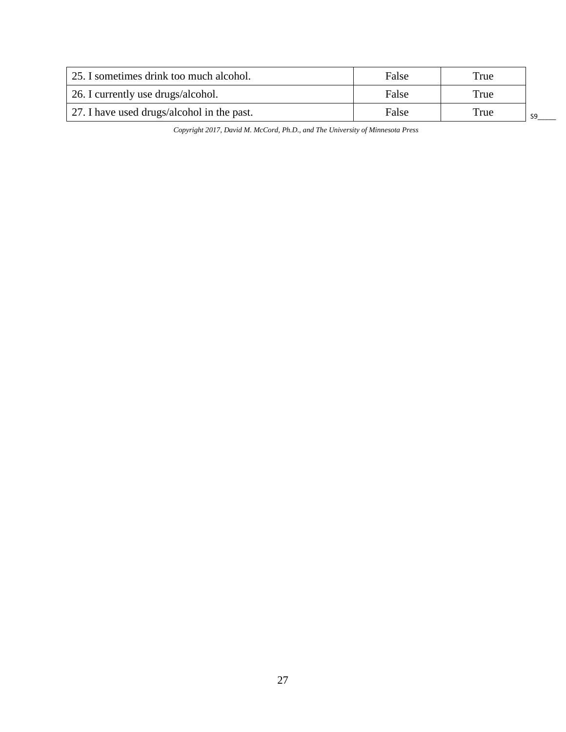| | | |
|---|---|---|
| 25. I sometimes drink too much alcohol. | False | True |
| 26. I currently use drugs/alcohol. | False | True |
| 27. I have used drugs/alcohol in the past. | False | True |

S9_____

*Copyright 2017, David M. McCord, Ph.D., and The University of Minnesota Press*